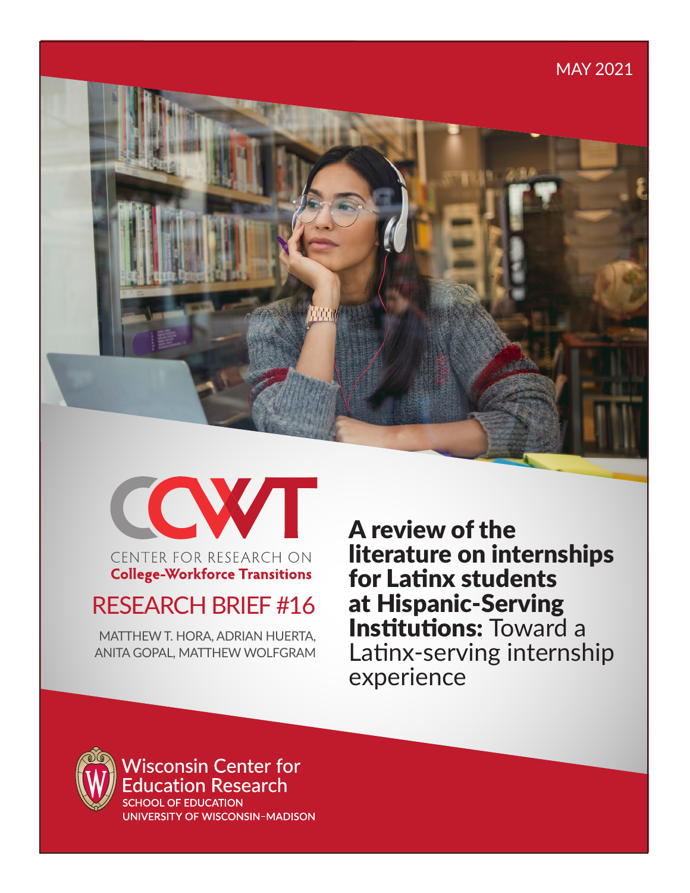MAY 2021

CENTER FOR RESEARCH ON
**College-Workforce Transitions**

RESEARCH BRIEF #16

MATTHEW T. HORA, ADRIAN HUERTA, ANITA GOPAL, MATTHEW WOLFGRAM

# **A review of the literature on internships for Latinx students at Hispanic-Serving Institutions:** Toward a Latinx-serving internship experience

Wisconsin Center for Education Research
SCHOOL OF EDUCATION
UNIVERSITY OF WISCONSIN–MADISON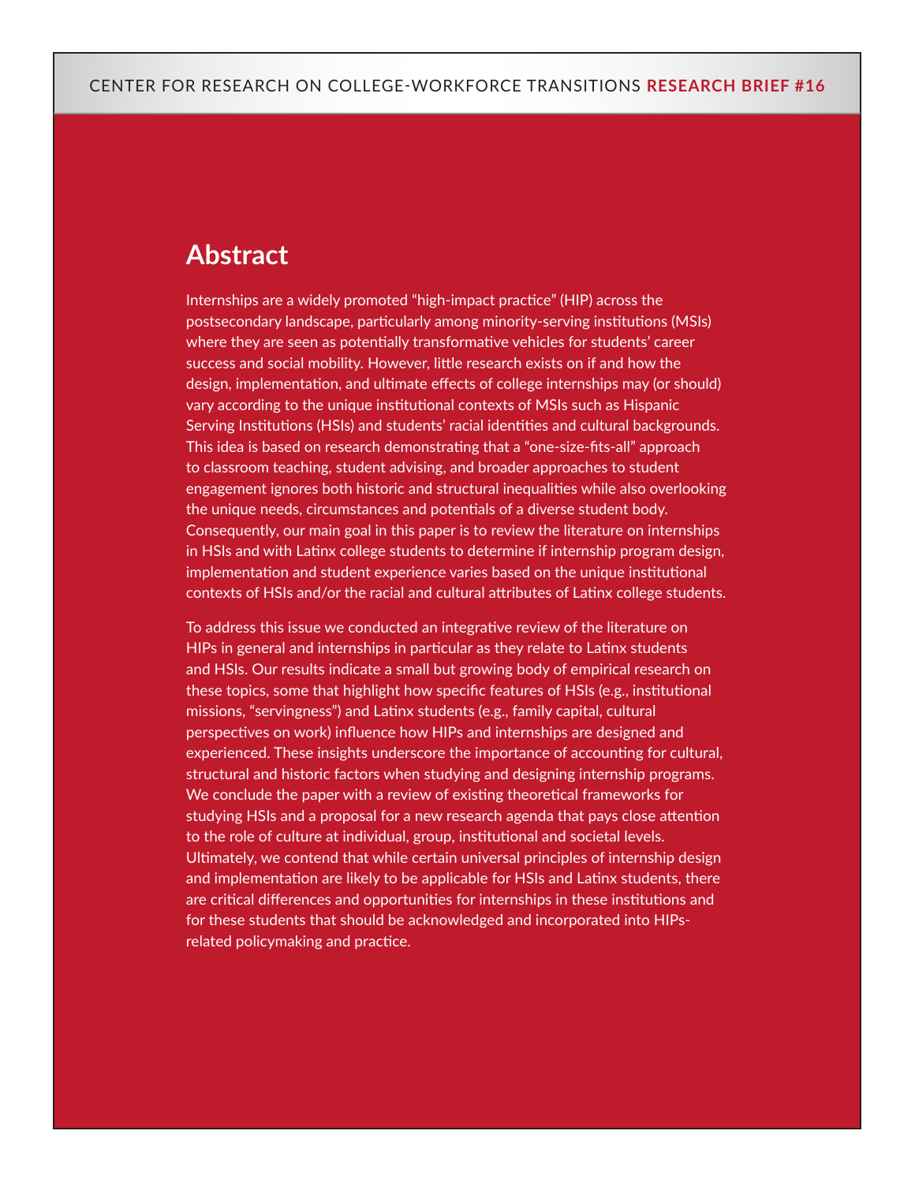## Abstract

Internships are a widely promoted "high-impact practice" (HIP) across the postsecondary landscape, particularly among minority-serving institutions (MSIs) where they are seen as potentially transformative vehicles for students' career success and social mobility. However, little research exists on if and how the design, implementation, and ultimate effects of college internships may (or should) vary according to the unique institutional contexts of MSIs such as Hispanic Serving Institutions (HSIs) and students' racial identities and cultural backgrounds. This idea is based on research demonstrating that a "one-size-fits-all" approach to classroom teaching, student advising, and broader approaches to student engagement ignores both historic and structural inequalities while also overlooking the unique needs, circumstances and potentials of a diverse student body. Consequently, our main goal in this paper is to review the literature on internships in HSIs and with Latinx college students to determine if internship program design, implementation and student experience varies based on the unique institutional contexts of HSIs and/or the racial and cultural attributes of Latinx college students.

To address this issue we conducted an integrative review of the literature on HIPs in general and internships in particular as they relate to Latinx students and HSIs. Our results indicate a small but growing body of empirical research on these topics, some that highlight how specific features of HSIs (e.g., institutional missions, "servingness") and Latinx students (e.g., family capital, cultural perspectives on work) influence how HIPs and internships are designed and experienced. These insights underscore the importance of accounting for cultural, structural and historic factors when studying and designing internship programs. We conclude the paper with a review of existing theoretical frameworks for studying HSIs and a proposal for a new research agenda that pays close attention to the role of culture at individual, group, institutional and societal levels. Ultimately, we contend that while certain universal principles of internship design and implementation are likely to be applicable for HSIs and Latinx students, there are critical differences and opportunities for internships in these institutions and for these students that should be acknowledged and incorporated into HIPs-related policymaking and practice.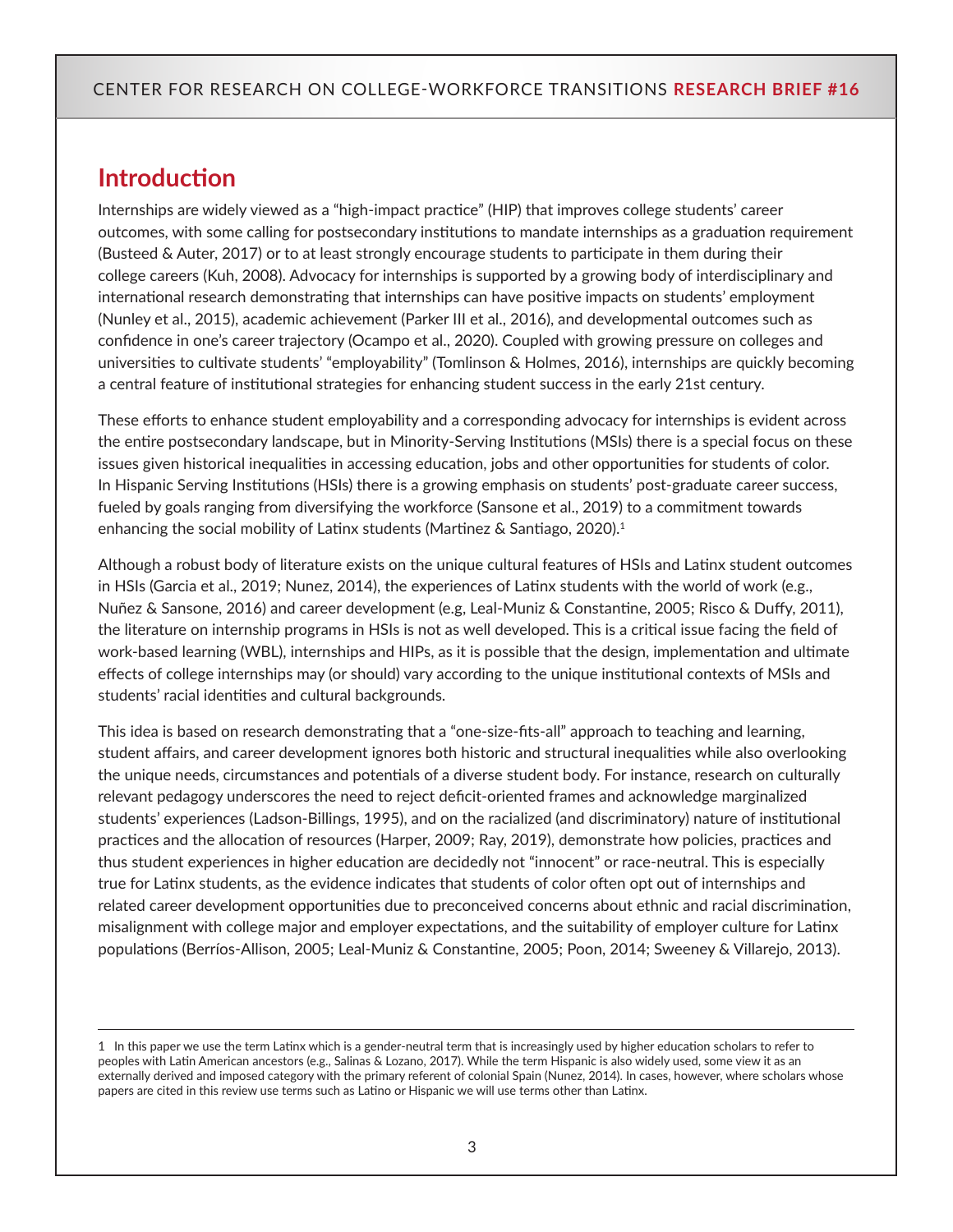## Introduction

Internships are widely viewed as a "high-impact practice" (HIP) that improves college students' career outcomes, with some calling for postsecondary institutions to mandate internships as a graduation requirement (Busteed & Auter, 2017) or to at least strongly encourage students to participate in them during their college careers (Kuh, 2008). Advocacy for internships is supported by a growing body of interdisciplinary and international research demonstrating that internships can have positive impacts on students' employment (Nunley et al., 2015), academic achievement (Parker III et al., 2016), and developmental outcomes such as confidence in one's career trajectory (Ocampo et al., 2020). Coupled with growing pressure on colleges and universities to cultivate students' "employability" (Tomlinson & Holmes, 2016), internships are quickly becoming a central feature of institutional strategies for enhancing student success in the early 21st century.

These efforts to enhance student employability and a corresponding advocacy for internships is evident across the entire postsecondary landscape, but in Minority-Serving Institutions (MSIs) there is a special focus on these issues given historical inequalities in accessing education, jobs and other opportunities for students of color. In Hispanic Serving Institutions (HSIs) there is a growing emphasis on students' post-graduate career success, fueled by goals ranging from diversifying the workforce (Sansone et al., 2019) to a commitment towards enhancing the social mobility of Latinx students (Martinez & Santiago, 2020).[1]

Although a robust body of literature exists on the unique cultural features of HSIs and Latinx student outcomes in HSIs (Garcia et al., 2019; Nunez, 2014), the experiences of Latinx students with the world of work (e.g., Nuñez & Sansone, 2016) and career development (e.g, Leal-Muniz & Constantine, 2005; Risco & Duffy, 2011), the literature on internship programs in HSIs is not as well developed. This is a critical issue facing the field of work-based learning (WBL), internships and HIPs, as it is possible that the design, implementation and ultimate effects of college internships may (or should) vary according to the unique institutional contexts of MSIs and students' racial identities and cultural backgrounds.

This idea is based on research demonstrating that a "one-size-fits-all" approach to teaching and learning, student affairs, and career development ignores both historic and structural inequalities while also overlooking the unique needs, circumstances and potentials of a diverse student body. For instance, research on culturally relevant pedagogy underscores the need to reject deficit-oriented frames and acknowledge marginalized students' experiences (Ladson-Billings, 1995), and on the racialized (and discriminatory) nature of institutional practices and the allocation of resources (Harper, 2009; Ray, 2019), demonstrate how policies, practices and thus student experiences in higher education are decidedly not "innocent" or race-neutral. This is especially true for Latinx students, as the evidence indicates that students of color often opt out of internships and related career development opportunities due to preconceived concerns about ethnic and racial discrimination, misalignment with college major and employer expectations, and the suitability of employer culture for Latinx populations (Berríos-Allison, 2005; Leal-Muniz & Constantine, 2005; Poon, 2014; Sweeney & Villarejo, 2013).

---

1 In this paper we use the term Latinx which is a gender-neutral term that is increasingly used by higher education scholars to refer to peoples with Latin American ancestors (e.g., Salinas & Lozano, 2017). While the term Hispanic is also widely used, some view it as an externally derived and imposed category with the primary referent of colonial Spain (Nunez, 2014). In cases, however, where scholars whose papers are cited in this review use terms such as Latino or Hispanic we will use terms other than Latinx.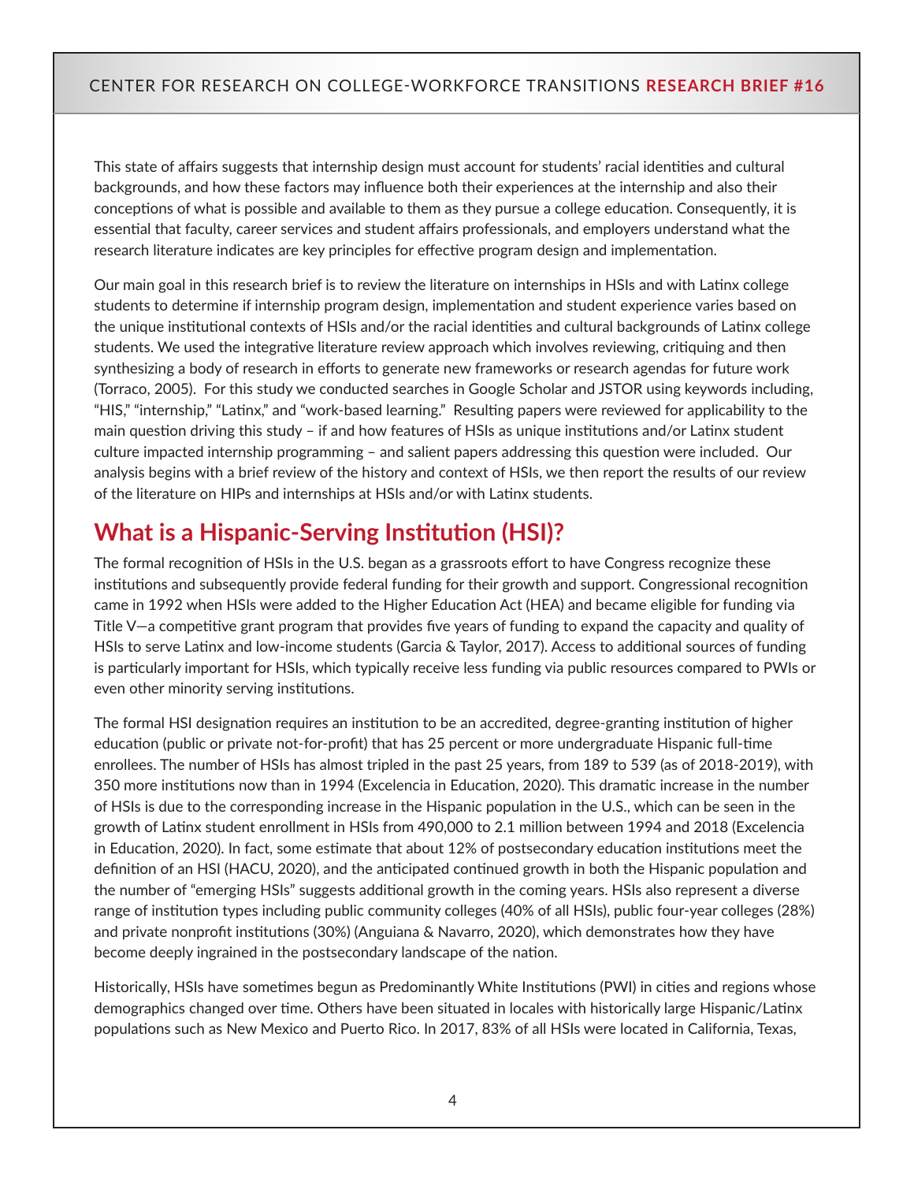This state of affairs suggests that internship design must account for students' racial identities and cultural backgrounds, and how these factors may influence both their experiences at the internship and also their conceptions of what is possible and available to them as they pursue a college education. Consequently, it is essential that faculty, career services and student affairs professionals, and employers understand what the research literature indicates are key principles for effective program design and implementation.

Our main goal in this research brief is to review the literature on internships in HSIs and with Latinx college students to determine if internship program design, implementation and student experience varies based on the unique institutional contexts of HSIs and/or the racial identities and cultural backgrounds of Latinx college students. We used the integrative literature review approach which involves reviewing, critiquing and then synthesizing a body of research in efforts to generate new frameworks or research agendas for future work (Torraco, 2005). For this study we conducted searches in Google Scholar and JSTOR using keywords including, "HIS," "internship," "Latinx," and "work-based learning." Resulting papers were reviewed for applicability to the main question driving this study – if and how features of HSIs as unique institutions and/or Latinx student culture impacted internship programming – and salient papers addressing this question were included. Our analysis begins with a brief review of the history and context of HSIs, we then report the results of our review of the literature on HIPs and internships at HSIs and/or with Latinx students.

## What is a Hispanic-Serving Institution (HSI)?

The formal recognition of HSIs in the U.S. began as a grassroots effort to have Congress recognize these institutions and subsequently provide federal funding for their growth and support. Congressional recognition came in 1992 when HSIs were added to the Higher Education Act (HEA) and became eligible for funding via Title V—a competitive grant program that provides five years of funding to expand the capacity and quality of HSIs to serve Latinx and low-income students (Garcia & Taylor, 2017). Access to additional sources of funding is particularly important for HSIs, which typically receive less funding via public resources compared to PWIs or even other minority serving institutions.

The formal HSI designation requires an institution to be an accredited, degree-granting institution of higher education (public or private not-for-profit) that has 25 percent or more undergraduate Hispanic full-time enrollees. The number of HSIs has almost tripled in the past 25 years, from 189 to 539 (as of 2018-2019), with 350 more institutions now than in 1994 (Excelencia in Education, 2020). This dramatic increase in the number of HSIs is due to the corresponding increase in the Hispanic population in the U.S., which can be seen in the growth of Latinx student enrollment in HSIs from 490,000 to 2.1 million between 1994 and 2018 (Excelencia in Education, 2020). In fact, some estimate that about 12% of postsecondary education institutions meet the definition of an HSI (HACU, 2020), and the anticipated continued growth in both the Hispanic population and the number of "emerging HSIs" suggests additional growth in the coming years. HSIs also represent a diverse range of institution types including public community colleges (40% of all HSIs), public four-year colleges (28%) and private nonprofit institutions (30%) (Anguiana & Navarro, 2020), which demonstrates how they have become deeply ingrained in the postsecondary landscape of the nation.

Historically, HSIs have sometimes begun as Predominantly White Institutions (PWI) in cities and regions whose demographics changed over time. Others have been situated in locales with historically large Hispanic/Latinx populations such as New Mexico and Puerto Rico. In 2017, 83% of all HSIs were located in California, Texas,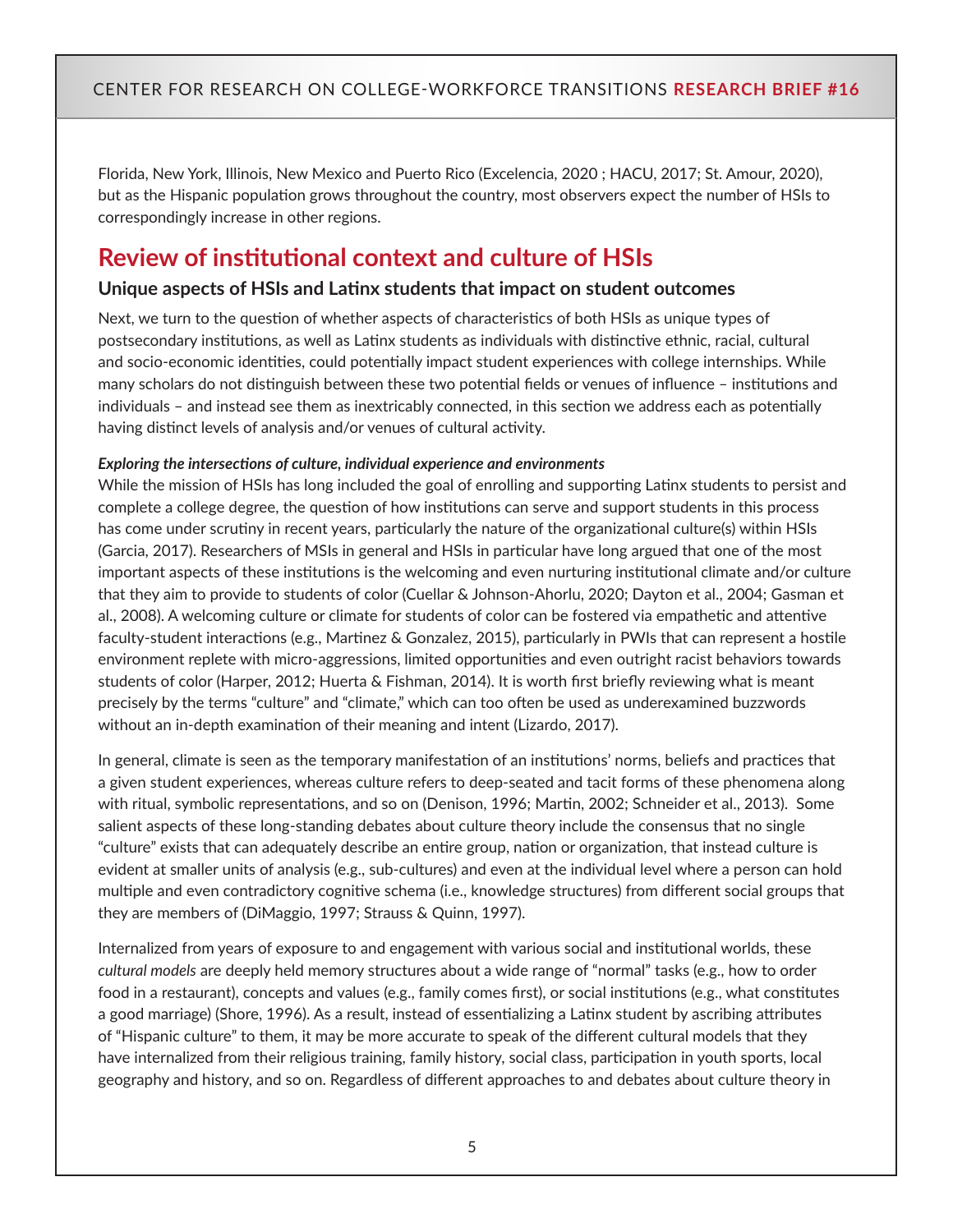Florida, New York, Illinois, New Mexico and Puerto Rico (Excelencia, 2020 ; HACU, 2017; St. Amour, 2020), but as the Hispanic population grows throughout the country, most observers expect the number of HSIs to correspondingly increase in other regions.

## Review of institutional context and culture of HSIs

### Unique aspects of HSIs and Latinx students that impact on student outcomes

Next, we turn to the question of whether aspects of characteristics of both HSIs as unique types of postsecondary institutions, as well as Latinx students as individuals with distinctive ethnic, racial, cultural and socio-economic identities, could potentially impact student experiences with college internships. While many scholars do not distinguish between these two potential fields or venues of influence – institutions and individuals – and instead see them as inextricably connected, in this section we address each as potentially having distinct levels of analysis and/or venues of cultural activity.

***Exploring the intersections of culture, individual experience and environments***

While the mission of HSIs has long included the goal of enrolling and supporting Latinx students to persist and complete a college degree, the question of how institutions can serve and support students in this process has come under scrutiny in recent years, particularly the nature of the organizational culture(s) within HSIs (Garcia, 2017). Researchers of MSIs in general and HSIs in particular have long argued that one of the most important aspects of these institutions is the welcoming and even nurturing institutional climate and/or culture that they aim to provide to students of color (Cuellar & Johnson-Ahorlu, 2020; Dayton et al., 2004; Gasman et al., 2008). A welcoming culture or climate for students of color can be fostered via empathetic and attentive faculty-student interactions (e.g., Martinez & Gonzalez, 2015), particularly in PWIs that can represent a hostile environment replete with micro-aggressions, limited opportunities and even outright racist behaviors towards students of color (Harper, 2012; Huerta & Fishman, 2014). It is worth first briefly reviewing what is meant precisely by the terms "culture" and "climate," which can too often be used as underexamined buzzwords without an in-depth examination of their meaning and intent (Lizardo, 2017).

In general, climate is seen as the temporary manifestation of an institutions' norms, beliefs and practices that a given student experiences, whereas culture refers to deep-seated and tacit forms of these phenomena along with ritual, symbolic representations, and so on (Denison, 1996; Martin, 2002; Schneider et al., 2013). Some salient aspects of these long-standing debates about culture theory include the consensus that no single "culture" exists that can adequately describe an entire group, nation or organization, that instead culture is evident at smaller units of analysis (e.g., sub-cultures) and even at the individual level where a person can hold multiple and even contradictory cognitive schema (i.e., knowledge structures) from different social groups that they are members of (DiMaggio, 1997; Strauss & Quinn, 1997).

Internalized from years of exposure to and engagement with various social and institutional worlds, these *cultural models* are deeply held memory structures about a wide range of "normal" tasks (e.g., how to order food in a restaurant), concepts and values (e.g., family comes first), or social institutions (e.g., what constitutes a good marriage) (Shore, 1996). As a result, instead of essentializing a Latinx student by ascribing attributes of "Hispanic culture" to them, it may be more accurate to speak of the different cultural models that they have internalized from their religious training, family history, social class, participation in youth sports, local geography and history, and so on. Regardless of different approaches to and debates about culture theory in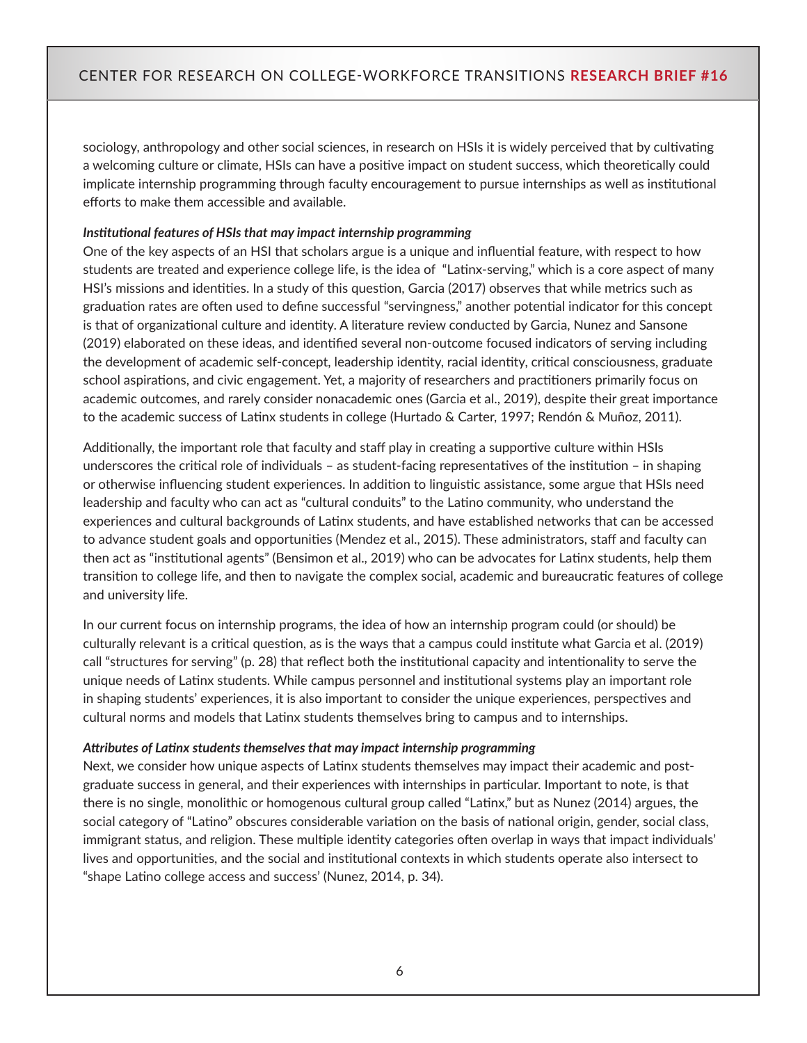sociology, anthropology and other social sciences, in research on HSIs it is widely perceived that by cultivating a welcoming culture or climate, HSIs can have a positive impact on student success, which theoretically could implicate internship programming through faculty encouragement to pursue internships as well as institutional efforts to make them accessible and available.

***Institutional features of HSIs that may impact internship programming***

One of the key aspects of an HSI that scholars argue is a unique and influential feature, with respect to how students are treated and experience college life, is the idea of "Latinx-serving," which is a core aspect of many HSI's missions and identities. In a study of this question, Garcia (2017) observes that while metrics such as graduation rates are often used to define successful "servingness," another potential indicator for this concept is that of organizational culture and identity. A literature review conducted by Garcia, Nunez and Sansone (2019) elaborated on these ideas, and identified several non-outcome focused indicators of serving including the development of academic self-concept, leadership identity, racial identity, critical consciousness, graduate school aspirations, and civic engagement. Yet, a majority of researchers and practitioners primarily focus on academic outcomes, and rarely consider nonacademic ones (Garcia et al., 2019), despite their great importance to the academic success of Latinx students in college (Hurtado & Carter, 1997; Rendón & Muñoz, 2011).

Additionally, the important role that faculty and staff play in creating a supportive culture within HSIs underscores the critical role of individuals – as student-facing representatives of the institution – in shaping or otherwise influencing student experiences. In addition to linguistic assistance, some argue that HSIs need leadership and faculty who can act as "cultural conduits" to the Latino community, who understand the experiences and cultural backgrounds of Latinx students, and have established networks that can be accessed to advance student goals and opportunities (Mendez et al., 2015). These administrators, staff and faculty can then act as "institutional agents" (Bensimon et al., 2019) who can be advocates for Latinx students, help them transition to college life, and then to navigate the complex social, academic and bureaucratic features of college and university life.

In our current focus on internship programs, the idea of how an internship program could (or should) be culturally relevant is a critical question, as is the ways that a campus could institute what Garcia et al. (2019) call "structures for serving" (p. 28) that reflect both the institutional capacity and intentionality to serve the unique needs of Latinx students. While campus personnel and institutional systems play an important role in shaping students' experiences, it is also important to consider the unique experiences, perspectives and cultural norms and models that Latinx students themselves bring to campus and to internships.

***Attributes of Latinx students themselves that may impact internship programming***

Next, we consider how unique aspects of Latinx students themselves may impact their academic and post-graduate success in general, and their experiences with internships in particular. Important to note, is that there is no single, monolithic or homogenous cultural group called "Latinx," but as Nunez (2014) argues, the social category of "Latino" obscures considerable variation on the basis of national origin, gender, social class, immigrant status, and religion. These multiple identity categories often overlap in ways that impact individuals' lives and opportunities, and the social and institutional contexts in which students operate also intersect to "shape Latino college access and success' (Nunez, 2014, p. 34).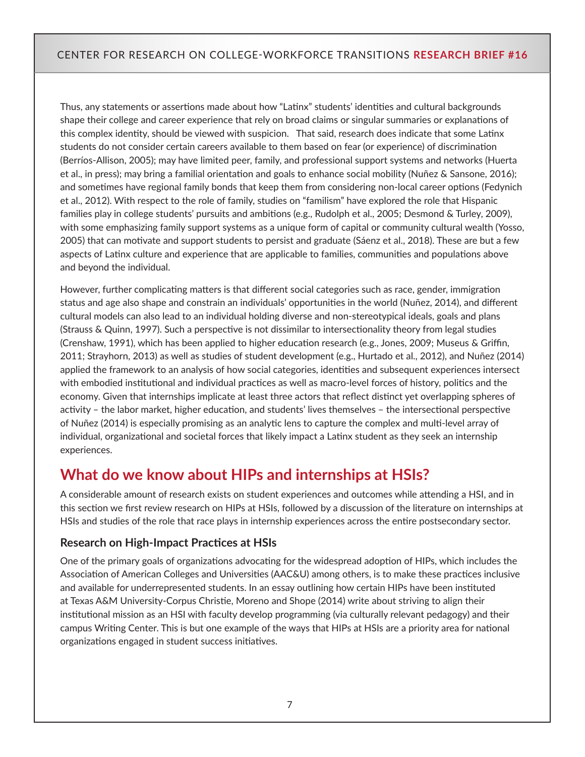Thus, any statements or assertions made about how "Latinx" students' identities and cultural backgrounds shape their college and career experience that rely on broad claims or singular summaries or explanations of this complex identity, should be viewed with suspicion.   That said, research does indicate that some Latinx students do not consider certain careers available to them based on fear (or experience) of discrimination (Berríos-Allison, 2005); may have limited peer, family, and professional support systems and networks (Huerta et al., in press); may bring a familial orientation and goals to enhance social mobility (Nuñez & Sansone, 2016); and sometimes have regional family bonds that keep them from considering non-local career options (Fedynich et al., 2012). With respect to the role of family, studies on "familism" have explored the role that Hispanic families play in college students' pursuits and ambitions (e.g., Rudolph et al., 2005; Desmond & Turley, 2009), with some emphasizing family support systems as a unique form of capital or community cultural wealth (Yosso, 2005) that can motivate and support students to persist and graduate (Sáenz et al., 2018). These are but a few aspects of Latinx culture and experience that are applicable to families, communities and populations above and beyond the individual.

However, further complicating matters is that different social categories such as race, gender, immigration status and age also shape and constrain an individuals' opportunities in the world (Nuñez, 2014), and different cultural models can also lead to an individual holding diverse and non-stereotypical ideals, goals and plans (Strauss & Quinn, 1997). Such a perspective is not dissimilar to intersectionality theory from legal studies (Crenshaw, 1991), which has been applied to higher education research (e.g., Jones, 2009; Museus & Griffin, 2011; Strayhorn, 2013) as well as studies of student development (e.g., Hurtado et al., 2012), and Nuñez (2014) applied the framework to an analysis of how social categories, identities and subsequent experiences intersect with embodied institutional and individual practices as well as macro-level forces of history, politics and the economy. Given that internships implicate at least three actors that reflect distinct yet overlapping spheres of activity – the labor market, higher education, and students' lives themselves – the intersectional perspective of Nuñez (2014) is especially promising as an analytic lens to capture the complex and multi-level array of individual, organizational and societal forces that likely impact a Latinx student as they seek an internship experiences.

## What do we know about HIPs and internships at HSIs?

A considerable amount of research exists on student experiences and outcomes while attending a HSI, and in this section we first review research on HIPs at HSIs, followed by a discussion of the literature on internships at HSIs and studies of the role that race plays in internship experiences across the entire postsecondary sector.

### Research on High-Impact Practices at HSIs

One of the primary goals of organizations advocating for the widespread adoption of HIPs, which includes the Association of American Colleges and Universities (AAC&U) among others, is to make these practices inclusive and available for underrepresented students. In an essay outlining how certain HIPs have been instituted at Texas A&M University-Corpus Christie, Moreno and Shope (2014) write about striving to align their institutional mission as an HSI with faculty develop programming (via culturally relevant pedagogy) and their campus Writing Center. This is but one example of the ways that HIPs at HSIs are a priority area for national organizations engaged in student success initiatives.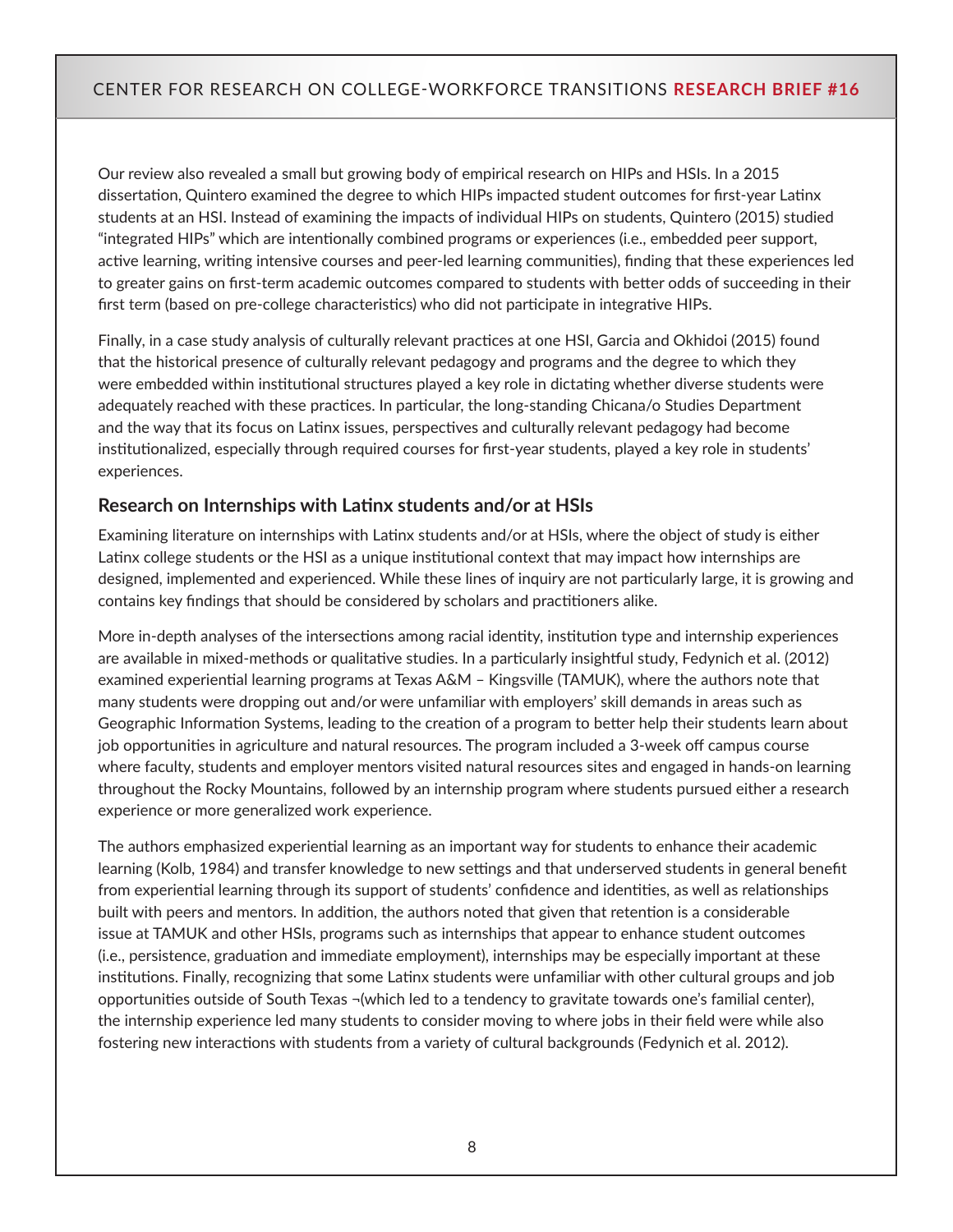Our review also revealed a small but growing body of empirical research on HIPs and HSIs. In a 2015 dissertation, Quintero examined the degree to which HIPs impacted student outcomes for first-year Latinx students at an HSI. Instead of examining the impacts of individual HIPs on students, Quintero (2015) studied "integrated HIPs" which are intentionally combined programs or experiences (i.e., embedded peer support, active learning, writing intensive courses and peer-led learning communities), finding that these experiences led to greater gains on first-term academic outcomes compared to students with better odds of succeeding in their first term (based on pre-college characteristics) who did not participate in integrative HIPs.

Finally, in a case study analysis of culturally relevant practices at one HSI, Garcia and Okhidoi (2015) found that the historical presence of culturally relevant pedagogy and programs and the degree to which they were embedded within institutional structures played a key role in dictating whether diverse students were adequately reached with these practices. In particular, the long-standing Chicana/o Studies Department and the way that its focus on Latinx issues, perspectives and culturally relevant pedagogy had become institutionalized, especially through required courses for first-year students, played a key role in students' experiences.

### Research on Internships with Latinx students and/or at HSIs

Examining literature on internships with Latinx students and/or at HSIs, where the object of study is either Latinx college students or the HSI as a unique institutional context that may impact how internships are designed, implemented and experienced. While these lines of inquiry are not particularly large, it is growing and contains key findings that should be considered by scholars and practitioners alike.

More in-depth analyses of the intersections among racial identity, institution type and internship experiences are available in mixed-methods or qualitative studies. In a particularly insightful study, Fedynich et al. (2012) examined experiential learning programs at Texas A&M – Kingsville (TAMUK), where the authors note that many students were dropping out and/or were unfamiliar with employers' skill demands in areas such as Geographic Information Systems, leading to the creation of a program to better help their students learn about job opportunities in agriculture and natural resources. The program included a 3-week off campus course where faculty, students and employer mentors visited natural resources sites and engaged in hands-on learning throughout the Rocky Mountains, followed by an internship program where students pursued either a research experience or more generalized work experience.

The authors emphasized experiential learning as an important way for students to enhance their academic learning (Kolb, 1984) and transfer knowledge to new settings and that underserved students in general benefit from experiential learning through its support of students' confidence and identities, as well as relationships built with peers and mentors. In addition, the authors noted that given that retention is a considerable issue at TAMUK and other HSIs, programs such as internships that appear to enhance student outcomes (i.e., persistence, graduation and immediate employment), internships may be especially important at these institutions. Finally, recognizing that some Latinx students were unfamiliar with other cultural groups and job opportunities outside of South Texas ¬(which led to a tendency to gravitate towards one's familial center), the internship experience led many students to consider moving to where jobs in their field were while also fostering new interactions with students from a variety of cultural backgrounds (Fedynich et al. 2012).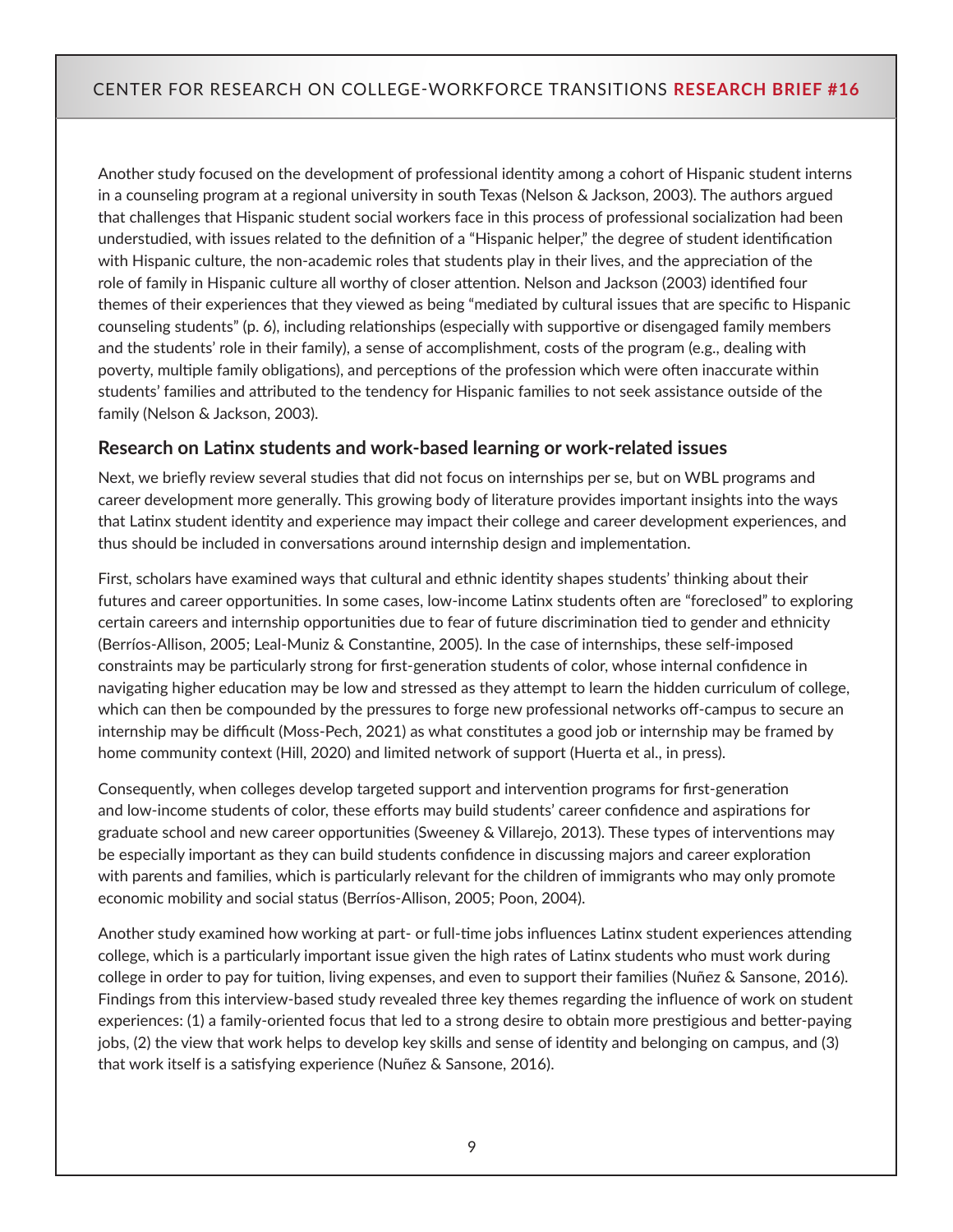Another study focused on the development of professional identity among a cohort of Hispanic student interns in a counseling program at a regional university in south Texas (Nelson & Jackson, 2003). The authors argued that challenges that Hispanic student social workers face in this process of professional socialization had been understudied, with issues related to the definition of a "Hispanic helper," the degree of student identification with Hispanic culture, the non-academic roles that students play in their lives, and the appreciation of the role of family in Hispanic culture all worthy of closer attention. Nelson and Jackson (2003) identified four themes of their experiences that they viewed as being "mediated by cultural issues that are specific to Hispanic counseling students" (p. 6), including relationships (especially with supportive or disengaged family members and the students' role in their family), a sense of accomplishment, costs of the program (e.g., dealing with poverty, multiple family obligations), and perceptions of the profession which were often inaccurate within students' families and attributed to the tendency for Hispanic families to not seek assistance outside of the family (Nelson & Jackson, 2003).

### Research on Latinx students and work-based learning or work-related issues

Next, we briefly review several studies that did not focus on internships per se, but on WBL programs and career development more generally. This growing body of literature provides important insights into the ways that Latinx student identity and experience may impact their college and career development experiences, and thus should be included in conversations around internship design and implementation.

First, scholars have examined ways that cultural and ethnic identity shapes students' thinking about their futures and career opportunities. In some cases, low-income Latinx students often are "foreclosed" to exploring certain careers and internship opportunities due to fear of future discrimination tied to gender and ethnicity (Berríos-Allison, 2005; Leal-Muniz & Constantine, 2005). In the case of internships, these self-imposed constraints may be particularly strong for first-generation students of color, whose internal confidence in navigating higher education may be low and stressed as they attempt to learn the hidden curriculum of college, which can then be compounded by the pressures to forge new professional networks off-campus to secure an internship may be difficult (Moss-Pech, 2021) as what constitutes a good job or internship may be framed by home community context (Hill, 2020) and limited network of support (Huerta et al., in press).

Consequently, when colleges develop targeted support and intervention programs for first-generation and low-income students of color, these efforts may build students' career confidence and aspirations for graduate school and new career opportunities (Sweeney & Villarejo, 2013). These types of interventions may be especially important as they can build students confidence in discussing majors and career exploration with parents and families, which is particularly relevant for the children of immigrants who may only promote economic mobility and social status (Berríos-Allison, 2005; Poon, 2004).

Another study examined how working at part- or full-time jobs influences Latinx student experiences attending college, which is a particularly important issue given the high rates of Latinx students who must work during college in order to pay for tuition, living expenses, and even to support their families (Nuñez & Sansone, 2016). Findings from this interview-based study revealed three key themes regarding the influence of work on student experiences: (1) a family-oriented focus that led to a strong desire to obtain more prestigious and better-paying jobs, (2) the view that work helps to develop key skills and sense of identity and belonging on campus, and (3) that work itself is a satisfying experience (Nuñez & Sansone, 2016).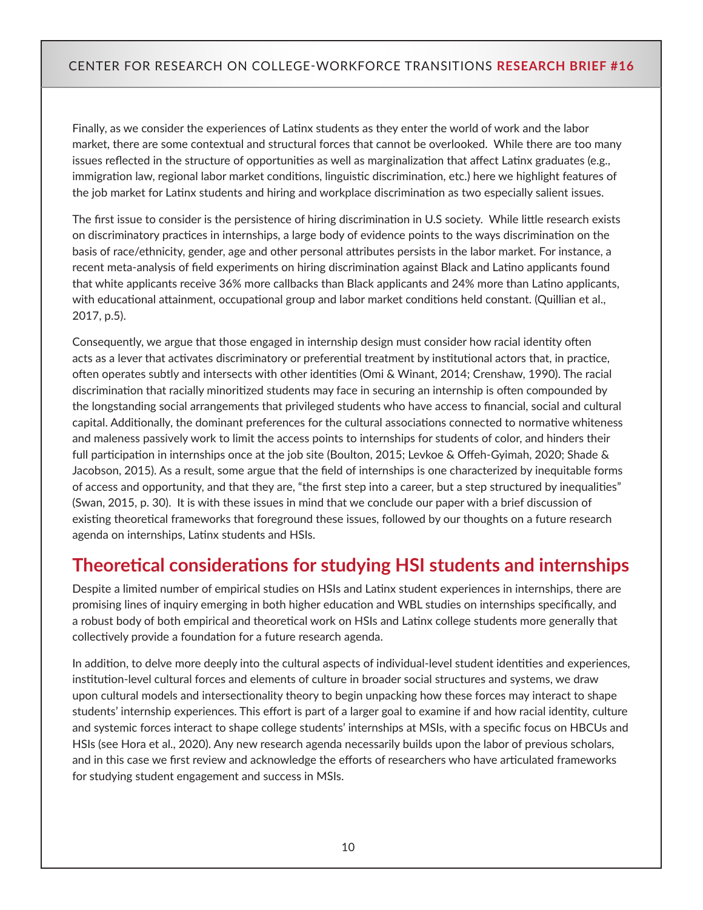Finally, as we consider the experiences of Latinx students as they enter the world of work and the labor market, there are some contextual and structural forces that cannot be overlooked. While there are too many issues reflected in the structure of opportunities as well as marginalization that affect Latinx graduates (e.g., immigration law, regional labor market conditions, linguistic discrimination, etc.) here we highlight features of the job market for Latinx students and hiring and workplace discrimination as two especially salient issues.

The first issue to consider is the persistence of hiring discrimination in U.S society. While little research exists on discriminatory practices in internships, a large body of evidence points to the ways discrimination on the basis of race/ethnicity, gender, age and other personal attributes persists in the labor market. For instance, a recent meta-analysis of field experiments on hiring discrimination against Black and Latino applicants found that white applicants receive 36% more callbacks than Black applicants and 24% more than Latino applicants, with educational attainment, occupational group and labor market conditions held constant. (Quillian et al., 2017, p.5).

Consequently, we argue that those engaged in internship design must consider how racial identity often acts as a lever that activates discriminatory or preferential treatment by institutional actors that, in practice, often operates subtly and intersects with other identities (Omi & Winant, 2014; Crenshaw, 1990). The racial discrimination that racially minoritized students may face in securing an internship is often compounded by the longstanding social arrangements that privileged students who have access to financial, social and cultural capital. Additionally, the dominant preferences for the cultural associations connected to normative whiteness and maleness passively work to limit the access points to internships for students of color, and hinders their full participation in internships once at the job site (Boulton, 2015; Levkoe & Offeh-Gyimah, 2020; Shade & Jacobson, 2015). As a result, some argue that the field of internships is one characterized by inequitable forms of access and opportunity, and that they are, "the first step into a career, but a step structured by inequalities" (Swan, 2015, p. 30). It is with these issues in mind that we conclude our paper with a brief discussion of existing theoretical frameworks that foreground these issues, followed by our thoughts on a future research agenda on internships, Latinx students and HSIs.

## Theoretical considerations for studying HSI students and internships

Despite a limited number of empirical studies on HSIs and Latinx student experiences in internships, there are promising lines of inquiry emerging in both higher education and WBL studies on internships specifically, and a robust body of both empirical and theoretical work on HSIs and Latinx college students more generally that collectively provide a foundation for a future research agenda.

In addition, to delve more deeply into the cultural aspects of individual-level student identities and experiences, institution-level cultural forces and elements of culture in broader social structures and systems, we draw upon cultural models and intersectionality theory to begin unpacking how these forces may interact to shape students' internship experiences. This effort is part of a larger goal to examine if and how racial identity, culture and systemic forces interact to shape college students' internships at MSIs, with a specific focus on HBCUs and HSIs (see Hora et al., 2020). Any new research agenda necessarily builds upon the labor of previous scholars, and in this case we first review and acknowledge the efforts of researchers who have articulated frameworks for studying student engagement and success in MSIs.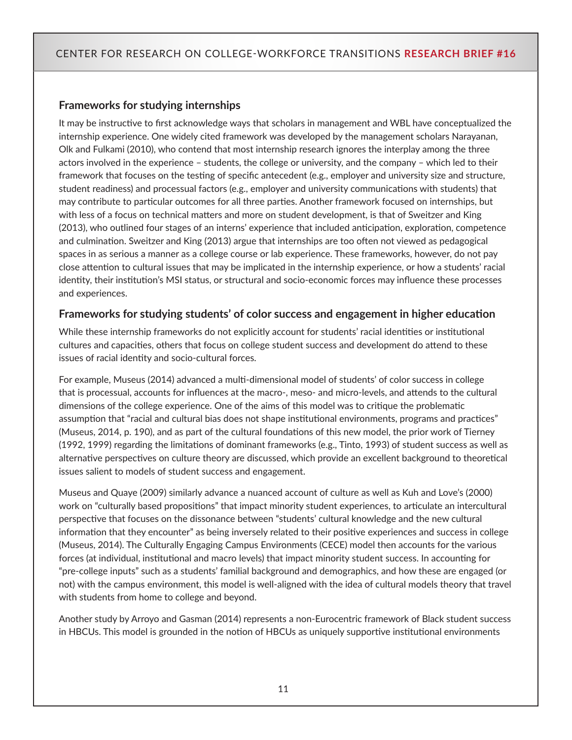### Frameworks for studying internships

It may be instructive to first acknowledge ways that scholars in management and WBL have conceptualized the internship experience. One widely cited framework was developed by the management scholars Narayanan, Olk and Fulkami (2010), who contend that most internship research ignores the interplay among the three actors involved in the experience – students, the college or university, and the company – which led to their framework that focuses on the testing of specific antecedent (e.g., employer and university size and structure, student readiness) and processual factors (e.g., employer and university communications with students) that may contribute to particular outcomes for all three parties. Another framework focused on internships, but with less of a focus on technical matters and more on student development, is that of Sweitzer and King (2013), who outlined four stages of an interns' experience that included anticipation, exploration, competence and culmination. Sweitzer and King (2013) argue that internships are too often not viewed as pedagogical spaces in as serious a manner as a college course or lab experience. These frameworks, however, do not pay close attention to cultural issues that may be implicated in the internship experience, or how a students' racial identity, their institution's MSI status, or structural and socio-economic forces may influence these processes and experiences.

### Frameworks for studying students' of color success and engagement in higher education

While these internship frameworks do not explicitly account for students' racial identities or institutional cultures and capacities, others that focus on college student success and development do attend to these issues of racial identity and socio-cultural forces.

For example, Museus (2014) advanced a multi-dimensional model of students' of color success in college that is processual, accounts for influences at the macro-, meso- and micro-levels, and attends to the cultural dimensions of the college experience. One of the aims of this model was to critique the problematic assumption that "racial and cultural bias does not shape institutional environments, programs and practices" (Museus, 2014, p. 190), and as part of the cultural foundations of this new model, the prior work of Tierney (1992, 1999) regarding the limitations of dominant frameworks (e.g., Tinto, 1993) of student success as well as alternative perspectives on culture theory are discussed, which provide an excellent background to theoretical issues salient to models of student success and engagement.

Museus and Quaye (2009) similarly advance a nuanced account of culture as well as Kuh and Love's (2000) work on "culturally based propositions" that impact minority student experiences, to articulate an intercultural perspective that focuses on the dissonance between "students' cultural knowledge and the new cultural information that they encounter" as being inversely related to their positive experiences and success in college (Museus, 2014). The Culturally Engaging Campus Environments (CECE) model then accounts for the various forces (at individual, institutional and macro levels) that impact minority student success. In accounting for "pre-college inputs" such as a students' familial background and demographics, and how these are engaged (or not) with the campus environment, this model is well-aligned with the idea of cultural models theory that travel with students from home to college and beyond.

Another study by Arroyo and Gasman (2014) represents a non-Eurocentric framework of Black student success in HBCUs. This model is grounded in the notion of HBCUs as uniquely supportive institutional environments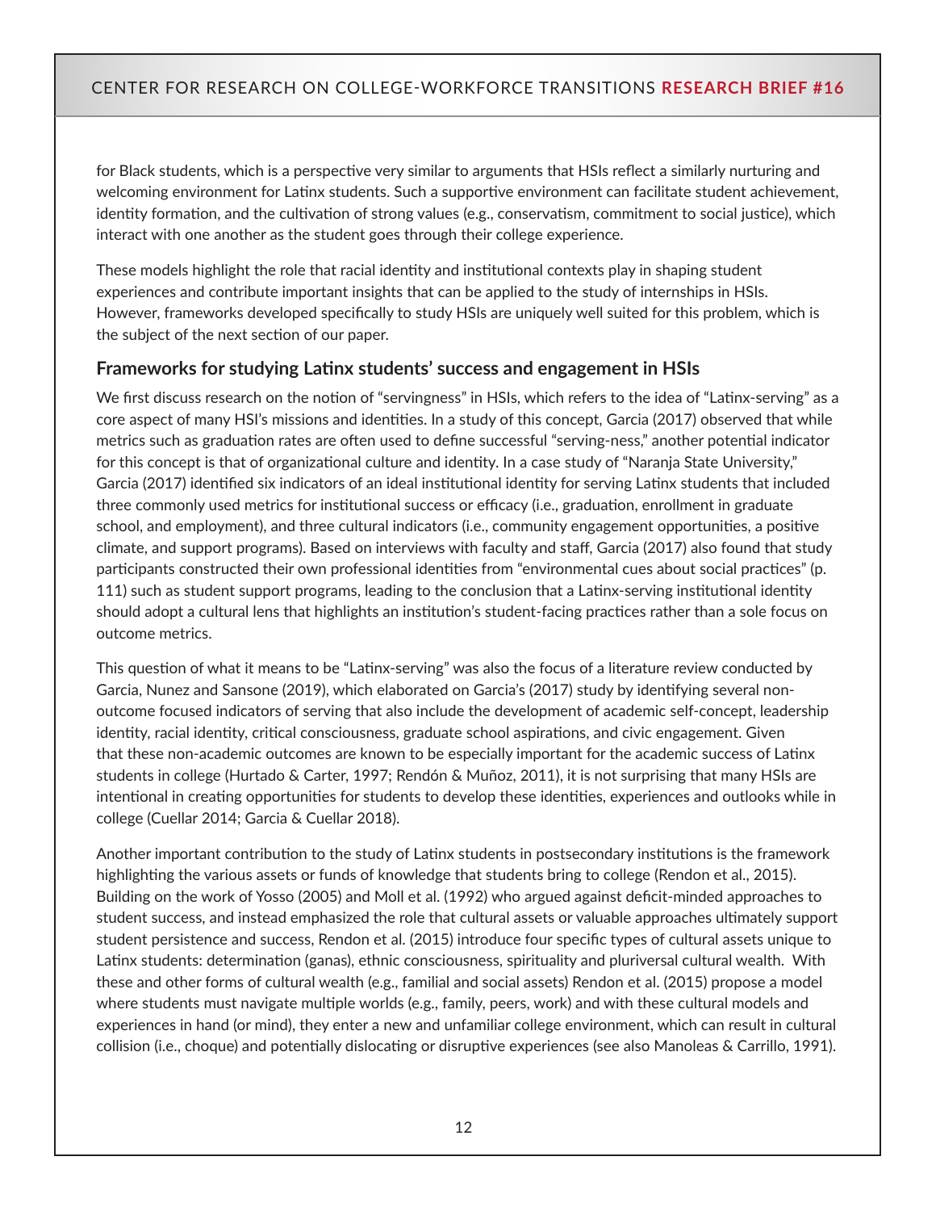for Black students, which is a perspective very similar to arguments that HSIs reflect a similarly nurturing and welcoming environment for Latinx students. Such a supportive environment can facilitate student achievement, identity formation, and the cultivation of strong values (e.g., conservatism, commitment to social justice), which interact with one another as the student goes through their college experience.

These models highlight the role that racial identity and institutional contexts play in shaping student experiences and contribute important insights that can be applied to the study of internships in HSIs. However, frameworks developed specifically to study HSIs are uniquely well suited for this problem, which is the subject of the next section of our paper.

### Frameworks for studying Latinx students' success and engagement in HSIs

We first discuss research on the notion of "servingness" in HSIs, which refers to the idea of "Latinx-serving" as a core aspect of many HSI's missions and identities. In a study of this concept, Garcia (2017) observed that while metrics such as graduation rates are often used to define successful "serving-ness," another potential indicator for this concept is that of organizational culture and identity. In a case study of "Naranja State University," Garcia (2017) identified six indicators of an ideal institutional identity for serving Latinx students that included three commonly used metrics for institutional success or efficacy (i.e., graduation, enrollment in graduate school, and employment), and three cultural indicators (i.e., community engagement opportunities, a positive climate, and support programs). Based on interviews with faculty and staff, Garcia (2017) also found that study participants constructed their own professional identities from "environmental cues about social practices" (p. 111) such as student support programs, leading to the conclusion that a Latinx-serving institutional identity should adopt a cultural lens that highlights an institution's student-facing practices rather than a sole focus on outcome metrics.

This question of what it means to be "Latinx-serving" was also the focus of a literature review conducted by Garcia, Nunez and Sansone (2019), which elaborated on Garcia's (2017) study by identifying several non-outcome focused indicators of serving that also include the development of academic self-concept, leadership identity, racial identity, critical consciousness, graduate school aspirations, and civic engagement. Given that these non-academic outcomes are known to be especially important for the academic success of Latinx students in college (Hurtado & Carter, 1997; Rendón & Muñoz, 2011), it is not surprising that many HSIs are intentional in creating opportunities for students to develop these identities, experiences and outlooks while in college (Cuellar 2014; Garcia & Cuellar 2018).

Another important contribution to the study of Latinx students in postsecondary institutions is the framework highlighting the various assets or funds of knowledge that students bring to college (Rendon et al., 2015). Building on the work of Yosso (2005) and Moll et al. (1992) who argued against deficit-minded approaches to student success, and instead emphasized the role that cultural assets or valuable approaches ultimately support student persistence and success, Rendon et al. (2015) introduce four specific types of cultural assets unique to Latinx students: determination (ganas), ethnic consciousness, spirituality and pluriversal cultural wealth. With these and other forms of cultural wealth (e.g., familial and social assets) Rendon et al. (2015) propose a model where students must navigate multiple worlds (e.g., family, peers, work) and with these cultural models and experiences in hand (or mind), they enter a new and unfamiliar college environment, which can result in cultural collision (i.e., choque) and potentially dislocating or disruptive experiences (see also Manoleas & Carrillo, 1991).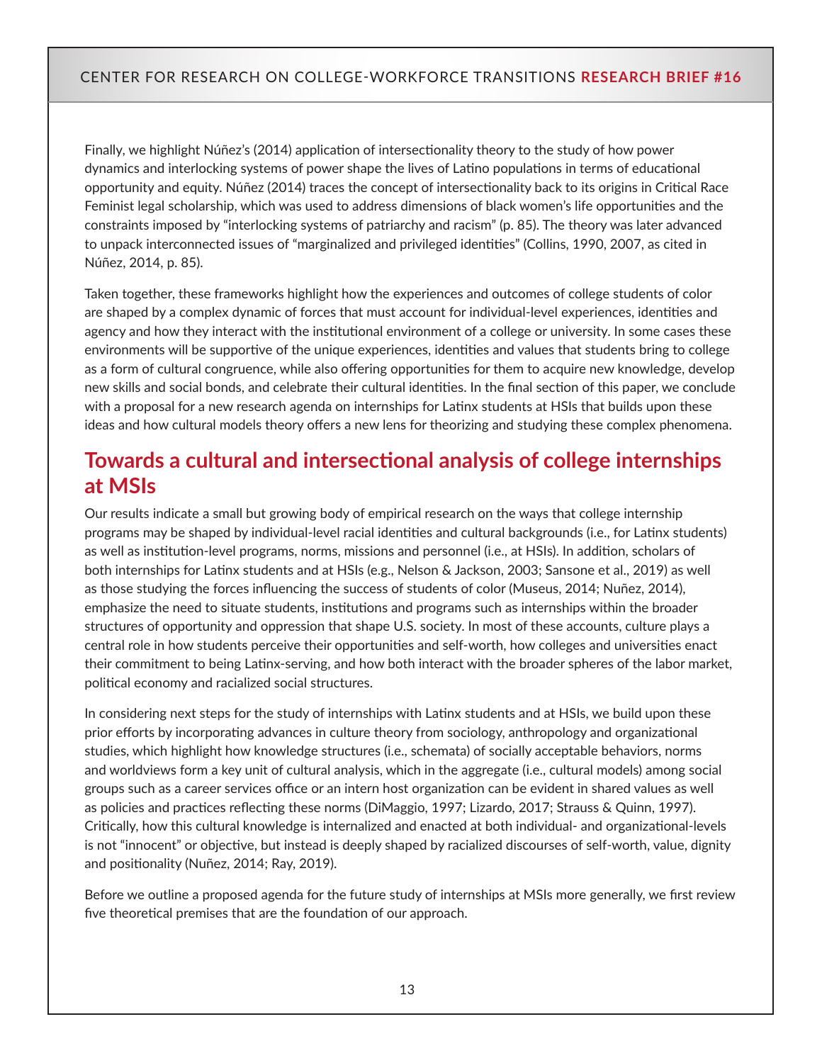Finally, we highlight Núñez's (2014) application of intersectionality theory to the study of how power dynamics and interlocking systems of power shape the lives of Latino populations in terms of educational opportunity and equity. Núñez (2014) traces the concept of intersectionality back to its origins in Critical Race Feminist legal scholarship, which was used to address dimensions of black women's life opportunities and the constraints imposed by "interlocking systems of patriarchy and racism" (p. 85). The theory was later advanced to unpack interconnected issues of "marginalized and privileged identities" (Collins, 1990, 2007, as cited in Núñez, 2014, p. 85).

Taken together, these frameworks highlight how the experiences and outcomes of college students of color are shaped by a complex dynamic of forces that must account for individual-level experiences, identities and agency and how they interact with the institutional environment of a college or university. In some cases these environments will be supportive of the unique experiences, identities and values that students bring to college as a form of cultural congruence, while also offering opportunities for them to acquire new knowledge, develop new skills and social bonds, and celebrate their cultural identities. In the final section of this paper, we conclude with a proposal for a new research agenda on internships for Latinx students at HSIs that builds upon these ideas and how cultural models theory offers a new lens for theorizing and studying these complex phenomena.

## Towards a cultural and intersectional analysis of college internships at MSIs

Our results indicate a small but growing body of empirical research on the ways that college internship programs may be shaped by individual-level racial identities and cultural backgrounds (i.e., for Latinx students) as well as institution-level programs, norms, missions and personnel (i.e., at HSIs). In addition, scholars of both internships for Latinx students and at HSIs (e.g., Nelson & Jackson, 2003; Sansone et al., 2019) as well as those studying the forces influencing the success of students of color (Museus, 2014; Nuñez, 2014), emphasize the need to situate students, institutions and programs such as internships within the broader structures of opportunity and oppression that shape U.S. society. In most of these accounts, culture plays a central role in how students perceive their opportunities and self-worth, how colleges and universities enact their commitment to being Latinx-serving, and how both interact with the broader spheres of the labor market, political economy and racialized social structures.

In considering next steps for the study of internships with Latinx students and at HSIs, we build upon these prior efforts by incorporating advances in culture theory from sociology, anthropology and organizational studies, which highlight how knowledge structures (i.e., schemata) of socially acceptable behaviors, norms and worldviews form a key unit of cultural analysis, which in the aggregate (i.e., cultural models) among social groups such as a career services office or an intern host organization can be evident in shared values as well as policies and practices reflecting these norms (DiMaggio, 1997; Lizardo, 2017; Strauss & Quinn, 1997). Critically, how this cultural knowledge is internalized and enacted at both individual- and organizational-levels is not "innocent" or objective, but instead is deeply shaped by racialized discourses of self-worth, value, dignity and positionality (Nuñez, 2014; Ray, 2019).

Before we outline a proposed agenda for the future study of internships at MSIs more generally, we first review five theoretical premises that are the foundation of our approach.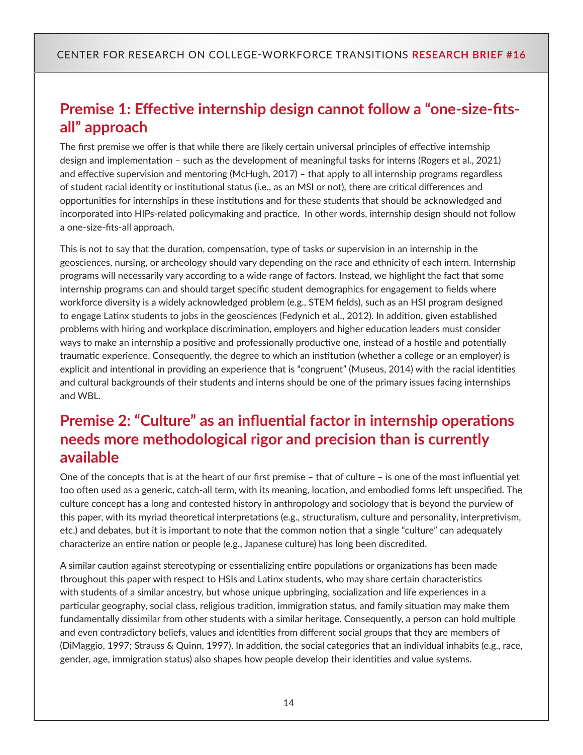## Premise 1: Effective internship design cannot follow a "one-size-fits-all" approach

The first premise we offer is that while there are likely certain universal principles of effective internship design and implementation – such as the development of meaningful tasks for interns (Rogers et al., 2021) and effective supervision and mentoring (McHugh, 2017) – that apply to all internship programs regardless of student racial identity or institutional status (i.e., as an MSI or not), there are critical differences and opportunities for internships in these institutions and for these students that should be acknowledged and incorporated into HIPs-related policymaking and practice. In other words, internship design should not follow a one-size-fits-all approach.

This is not to say that the duration, compensation, type of tasks or supervision in an internship in the geosciences, nursing, or archeology should vary depending on the race and ethnicity of each intern. Internship programs will necessarily vary according to a wide range of factors. Instead, we highlight the fact that some internship programs can and should target specific student demographics for engagement to fields where workforce diversity is a widely acknowledged problem (e.g., STEM fields), such as an HSI program designed to engage Latinx students to jobs in the geosciences (Fedynich et al., 2012). In addition, given established problems with hiring and workplace discrimination, employers and higher education leaders must consider ways to make an internship a positive and professionally productive one, instead of a hostile and potentially traumatic experience. Consequently, the degree to which an institution (whether a college or an employer) is explicit and intentional in providing an experience that is "congruent" (Museus, 2014) with the racial identities and cultural backgrounds of their students and interns should be one of the primary issues facing internships and WBL.

## Premise 2: "Culture" as an influential factor in internship operations needs more methodological rigor and precision than is currently available

One of the concepts that is at the heart of our first premise – that of culture – is one of the most influential yet too often used as a generic, catch-all term, with its meaning, location, and embodied forms left unspecified. The culture concept has a long and contested history in anthropology and sociology that is beyond the purview of this paper, with its myriad theoretical interpretations (e.g., structuralism, culture and personality, interpretivism, etc.) and debates, but it is important to note that the common notion that a single "culture" can adequately characterize an entire nation or people (e.g., Japanese culture) has long been discredited.

A similar caution against stereotyping or essentializing entire populations or organizations has been made throughout this paper with respect to HSIs and Latinx students, who may share certain characteristics with students of a similar ancestry, but whose unique upbringing, socialization and life experiences in a particular geography, social class, religious tradition, immigration status, and family situation may make them fundamentally dissimilar from other students with a similar heritage. Consequently, a person can hold multiple and even contradictory beliefs, values and identities from different social groups that they are members of (DiMaggio, 1997; Strauss & Quinn, 1997). In addition, the social categories that an individual inhabits (e.g., race, gender, age, immigration status) also shapes how people develop their identities and value systems.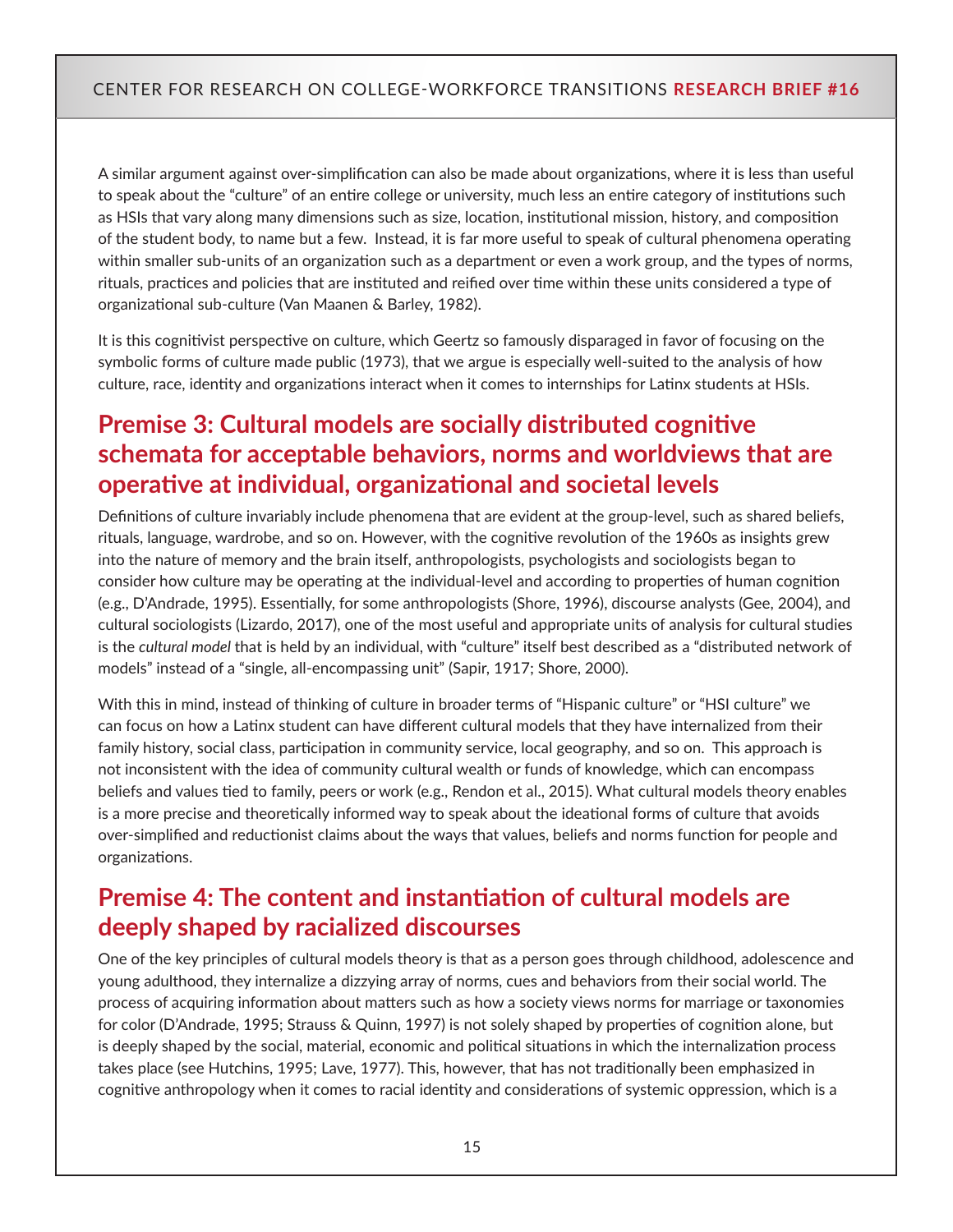A similar argument against over-simplification can also be made about organizations, where it is less than useful to speak about the "culture" of an entire college or university, much less an entire category of institutions such as HSIs that vary along many dimensions such as size, location, institutional mission, history, and composition of the student body, to name but a few. Instead, it is far more useful to speak of cultural phenomena operating within smaller sub-units of an organization such as a department or even a work group, and the types of norms, rituals, practices and policies that are instituted and reified over time within these units considered a type of organizational sub-culture (Van Maanen & Barley, 1982).

It is this cognitivist perspective on culture, which Geertz so famously disparaged in favor of focusing on the symbolic forms of culture made public (1973), that we argue is especially well-suited to the analysis of how culture, race, identity and organizations interact when it comes to internships for Latinx students at HSIs.

## Premise 3: Cultural models are socially distributed cognitive schemata for acceptable behaviors, norms and worldviews that are operative at individual, organizational and societal levels

Definitions of culture invariably include phenomena that are evident at the group-level, such as shared beliefs, rituals, language, wardrobe, and so on. However, with the cognitive revolution of the 1960s as insights grew into the nature of memory and the brain itself, anthropologists, psychologists and sociologists began to consider how culture may be operating at the individual-level and according to properties of human cognition (e.g., D'Andrade, 1995). Essentially, for some anthropologists (Shore, 1996), discourse analysts (Gee, 2004), and cultural sociologists (Lizardo, 2017), one of the most useful and appropriate units of analysis for cultural studies is the *cultural model* that is held by an individual, with "culture" itself best described as a "distributed network of models" instead of a "single, all-encompassing unit" (Sapir, 1917; Shore, 2000).

With this in mind, instead of thinking of culture in broader terms of "Hispanic culture" or "HSI culture" we can focus on how a Latinx student can have different cultural models that they have internalized from their family history, social class, participation in community service, local geography, and so on. This approach is not inconsistent with the idea of community cultural wealth or funds of knowledge, which can encompass beliefs and values tied to family, peers or work (e.g., Rendon et al., 2015). What cultural models theory enables is a more precise and theoretically informed way to speak about the ideational forms of culture that avoids over-simplified and reductionist claims about the ways that values, beliefs and norms function for people and organizations.

## Premise 4: The content and instantiation of cultural models are deeply shaped by racialized discourses

One of the key principles of cultural models theory is that as a person goes through childhood, adolescence and young adulthood, they internalize a dizzying array of norms, cues and behaviors from their social world. The process of acquiring information about matters such as how a society views norms for marriage or taxonomies for color (D'Andrade, 1995; Strauss & Quinn, 1997) is not solely shaped by properties of cognition alone, but is deeply shaped by the social, material, economic and political situations in which the internalization process takes place (see Hutchins, 1995; Lave, 1977). This, however, that has not traditionally been emphasized in cognitive anthropology when it comes to racial identity and considerations of systemic oppression, which is a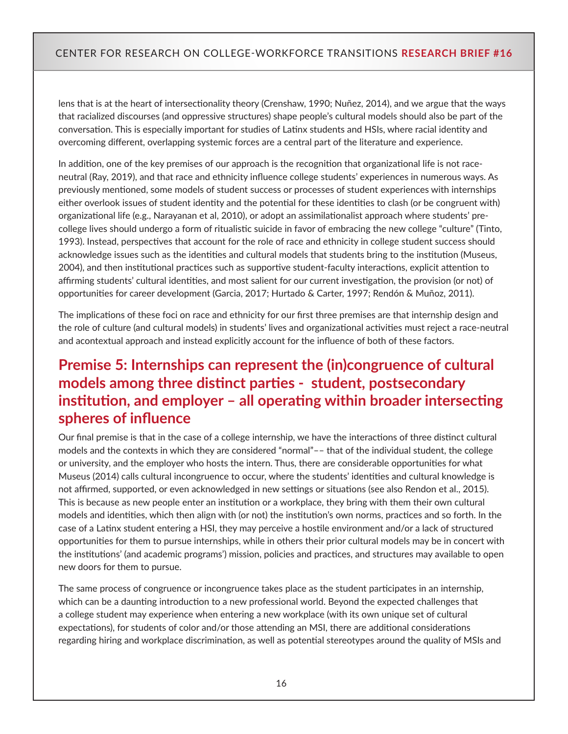lens that is at the heart of intersectionality theory (Crenshaw, 1990; Nuñez, 2014), and we argue that the ways that racialized discourses (and oppressive structures) shape people's cultural models should also be part of the conversation. This is especially important for studies of Latinx students and HSIs, where racial identity and overcoming different, overlapping systemic forces are a central part of the literature and experience.

In addition, one of the key premises of our approach is the recognition that organizational life is not race-neutral (Ray, 2019), and that race and ethnicity influence college students' experiences in numerous ways. As previously mentioned, some models of student success or processes of student experiences with internships either overlook issues of student identity and the potential for these identities to clash (or be congruent with) organizational life (e.g., Narayanan et al, 2010), or adopt an assimilationalist approach where students' pre-college lives should undergo a form of ritualistic suicide in favor of embracing the new college "culture" (Tinto, 1993). Instead, perspectives that account for the role of race and ethnicity in college student success should acknowledge issues such as the identities and cultural models that students bring to the institution (Museus, 2004), and then institutional practices such as supportive student-faculty interactions, explicit attention to affirming students' cultural identities, and most salient for our current investigation, the provision (or not) of opportunities for career development (Garcia, 2017; Hurtado & Carter, 1997; Rendón & Muñoz, 2011).

The implications of these foci on race and ethnicity for our first three premises are that internship design and the role of culture (and cultural models) in students' lives and organizational activities must reject a race-neutral and acontextual approach and instead explicitly account for the influence of both of these factors.

## Premise 5: Internships can represent the (in)congruence of cultural models among three distinct parties - student, postsecondary institution, and employer – all operating within broader intersecting spheres of influence

Our final premise is that in the case of a college internship, we have the interactions of three distinct cultural models and the contexts in which they are considered "normal"–– that of the individual student, the college or university, and the employer who hosts the intern. Thus, there are considerable opportunities for what Museus (2014) calls cultural incongruence to occur, where the students' identities and cultural knowledge is not affirmed, supported, or even acknowledged in new settings or situations (see also Rendon et al., 2015). This is because as new people enter an institution or a workplace, they bring with them their own cultural models and identities, which then align with (or not) the institution's own norms, practices and so forth. In the case of a Latinx student entering a HSI, they may perceive a hostile environment and/or a lack of structured opportunities for them to pursue internships, while in others their prior cultural models may be in concert with the institutions' (and academic programs') mission, policies and practices, and structures may available to open new doors for them to pursue.

The same process of congruence or incongruence takes place as the student participates in an internship, which can be a daunting introduction to a new professional world. Beyond the expected challenges that a college student may experience when entering a new workplace (with its own unique set of cultural expectations), for students of color and/or those attending an MSI, there are additional considerations regarding hiring and workplace discrimination, as well as potential stereotypes around the quality of MSIs and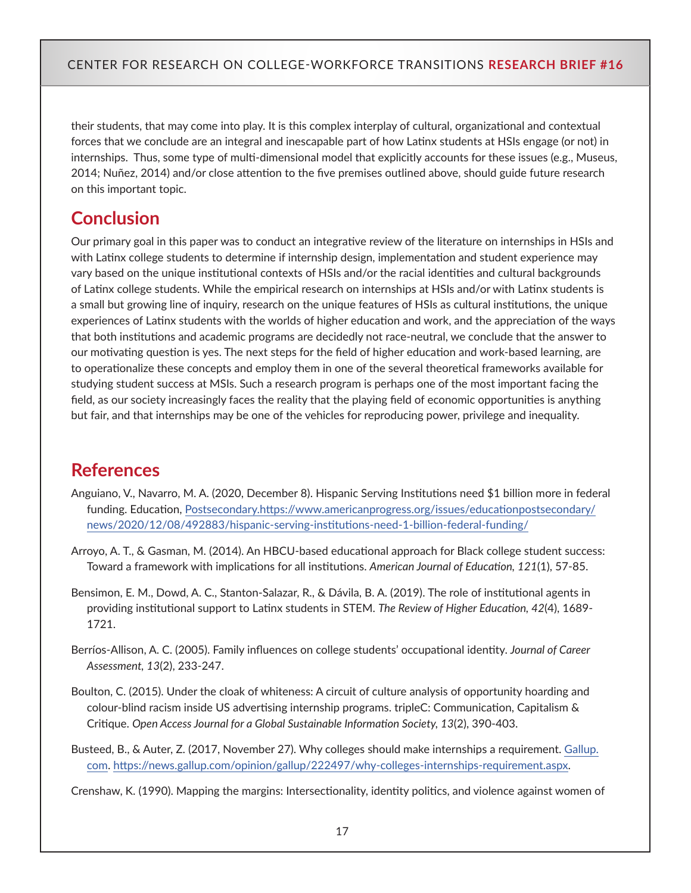their students, that may come into play. It is this complex interplay of cultural, organizational and contextual forces that we conclude are an integral and inescapable part of how Latinx students at HSIs engage (or not) in internships. Thus, some type of multi-dimensional model that explicitly accounts for these issues (e.g., Museus, 2014; Nuñez, 2014) and/or close attention to the five premises outlined above, should guide future research on this important topic.

## Conclusion

Our primary goal in this paper was to conduct an integrative review of the literature on internships in HSIs and with Latinx college students to determine if internship design, implementation and student experience may vary based on the unique institutional contexts of HSIs and/or the racial identities and cultural backgrounds of Latinx college students. While the empirical research on internships at HSIs and/or with Latinx students is a small but growing line of inquiry, research on the unique features of HSIs as cultural institutions, the unique experiences of Latinx students with the worlds of higher education and work, and the appreciation of the ways that both institutions and academic programs are decidedly not race-neutral, we conclude that the answer to our motivating question is yes. The next steps for the field of higher education and work-based learning, are to operationalize these concepts and employ them in one of the several theoretical frameworks available for studying student success at MSIs. Such a research program is perhaps one of the most important facing the field, as our society increasingly faces the reality that the playing field of economic opportunities is anything but fair, and that internships may be one of the vehicles for reproducing power, privilege and inequality.

## References

Anguiano, V., Navarro, M. A. (2020, December 8). Hispanic Serving Institutions need $1 billion more in federal funding. Education, Postsecondary.https://www.americanprogress.org/issues/educationpostsecondary/news/2020/12/08/492883/hispanic-serving-institutions-need-1-billion-federal-funding/

Arroyo, A. T., & Gasman, M. (2014). An HBCU-based educational approach for Black college student success: Toward a framework with implications for all institutions. *American Journal of Education, 121*(1), 57-85.

Bensimon, E. M., Dowd, A. C., Stanton-Salazar, R., & Dávila, B. A. (2019). The role of institutional agents in providing institutional support to Latinx students in STEM. *The Review of Higher Education, 42*(4), 1689-1721.

Berríos-Allison, A. C. (2005). Family influences on college students' occupational identity. *Journal of Career Assessment, 13*(2), 233-247.

Boulton, C. (2015). Under the cloak of whiteness: A circuit of culture analysis of opportunity hoarding and colour-blind racism inside US advertising internship programs. tripleC: Communication, Capitalism & Critique. *Open Access Journal for a Global Sustainable Information Society, 13*(2), 390-403.

Busteed, B., & Auter, Z. (2017, November 27). Why colleges should make internships a requirement. Gallup.com. https://news.gallup.com/opinion/gallup/222497/why-colleges-internships-requirement.aspx.

Crenshaw, K. (1990). Mapping the margins: Intersectionality, identity politics, and violence against women of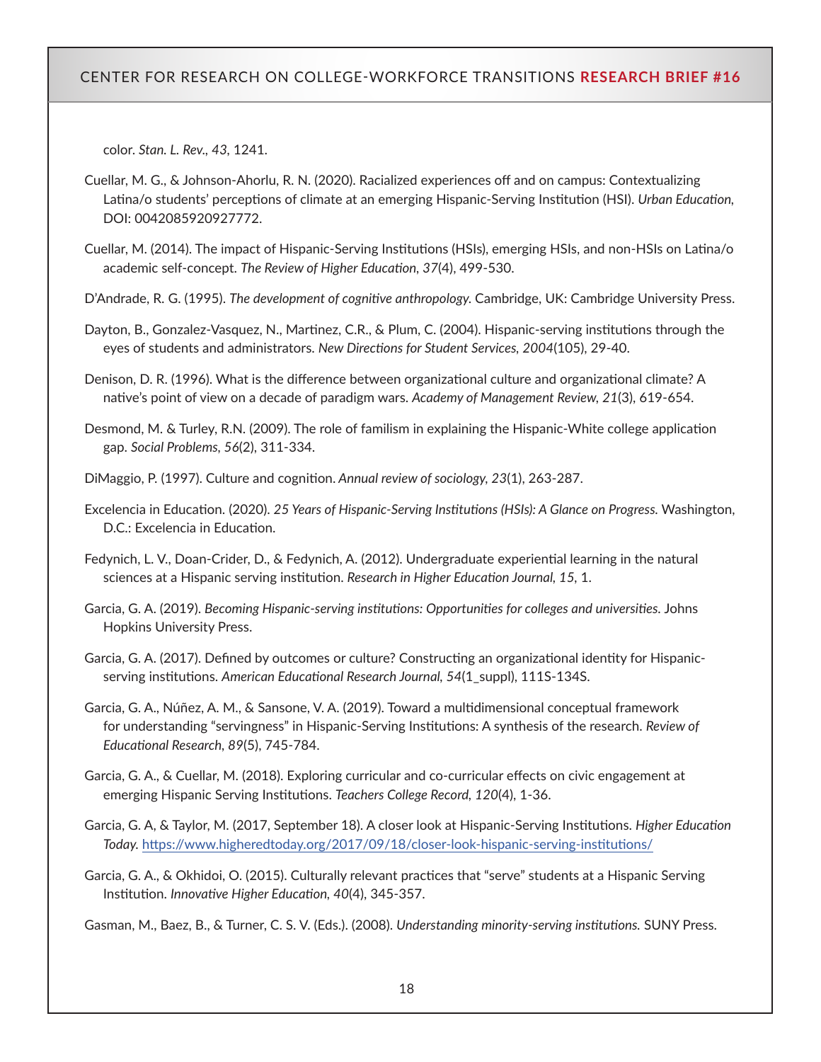color. *Stan. L. Rev.*, *43*, 1241.

Cuellar, M. G., & Johnson-Ahorlu, R. N. (2020). Racialized experiences off and on campus: Contextualizing Latina/o students' perceptions of climate at an emerging Hispanic-Serving Institution (HSI). *Urban Education*, DOI: 0042085920927772.

Cuellar, M. (2014). The impact of Hispanic-Serving Institutions (HSIs), emerging HSIs, and non-HSIs on Latina/o academic self-concept. *The Review of Higher Education*, *37*(4), 499-530.

D'Andrade, R. G. (1995). *The development of cognitive anthropology*. Cambridge, UK: Cambridge University Press.

Dayton, B., Gonzalez-Vasquez, N., Martinez, C.R., & Plum, C. (2004). Hispanic-serving institutions through the eyes of students and administrators. *New Directions for Student Services*, *2004*(105), 29-40.

Denison, D. R. (1996). What is the difference between organizational culture and organizational climate? A native's point of view on a decade of paradigm wars. *Academy of Management Review*, *21*(3), 619-654.

Desmond, M. & Turley, R.N. (2009). The role of familism in explaining the Hispanic-White college application gap. *Social Problems*, *56*(2), 311-334.

DiMaggio, P. (1997). Culture and cognition. *Annual review of sociology*, *23*(1), 263-287.

Excelencia in Education. (2020). *25 Years of Hispanic-Serving Institutions (HSIs): A Glance on Progress.* Washington, D.C.: Excelencia in Education.

Fedynich, L. V., Doan-Crider, D., & Fedynich, A. (2012). Undergraduate experiential learning in the natural sciences at a Hispanic serving institution. *Research in Higher Education Journal*, *15*, 1.

Garcia, G. A. (2019). *Becoming Hispanic-serving institutions: Opportunities for colleges and universities.* Johns Hopkins University Press.

Garcia, G. A. (2017). Defined by outcomes or culture? Constructing an organizational identity for Hispanic-serving institutions. *American Educational Research Journal*, *54*(1_suppl), 111S-134S.

Garcia, G. A., Núñez, A. M., & Sansone, V. A. (2019). Toward a multidimensional conceptual framework for understanding "servingness" in Hispanic-Serving Institutions: A synthesis of the research. *Review of Educational Research*, *89*(5), 745-784.

Garcia, G. A., & Cuellar, M. (2018). Exploring curricular and co-curricular effects on civic engagement at emerging Hispanic Serving Institutions. *Teachers College Record*, *120*(4), 1-36.

Garcia, G. A, & Taylor, M. (2017, September 18). A closer look at Hispanic-Serving Institutions. *Higher Education Today.* https://www.higheredtoday.org/2017/09/18/closer-look-hispanic-serving-institutions/

Garcia, G. A., & Okhidoi, O. (2015). Culturally relevant practices that "serve" students at a Hispanic Serving Institution. *Innovative Higher Education*, *40*(4), 345-357.

Gasman, M., Baez, B., & Turner, C. S. V. (Eds.). (2008). *Understanding minority-serving institutions.* SUNY Press.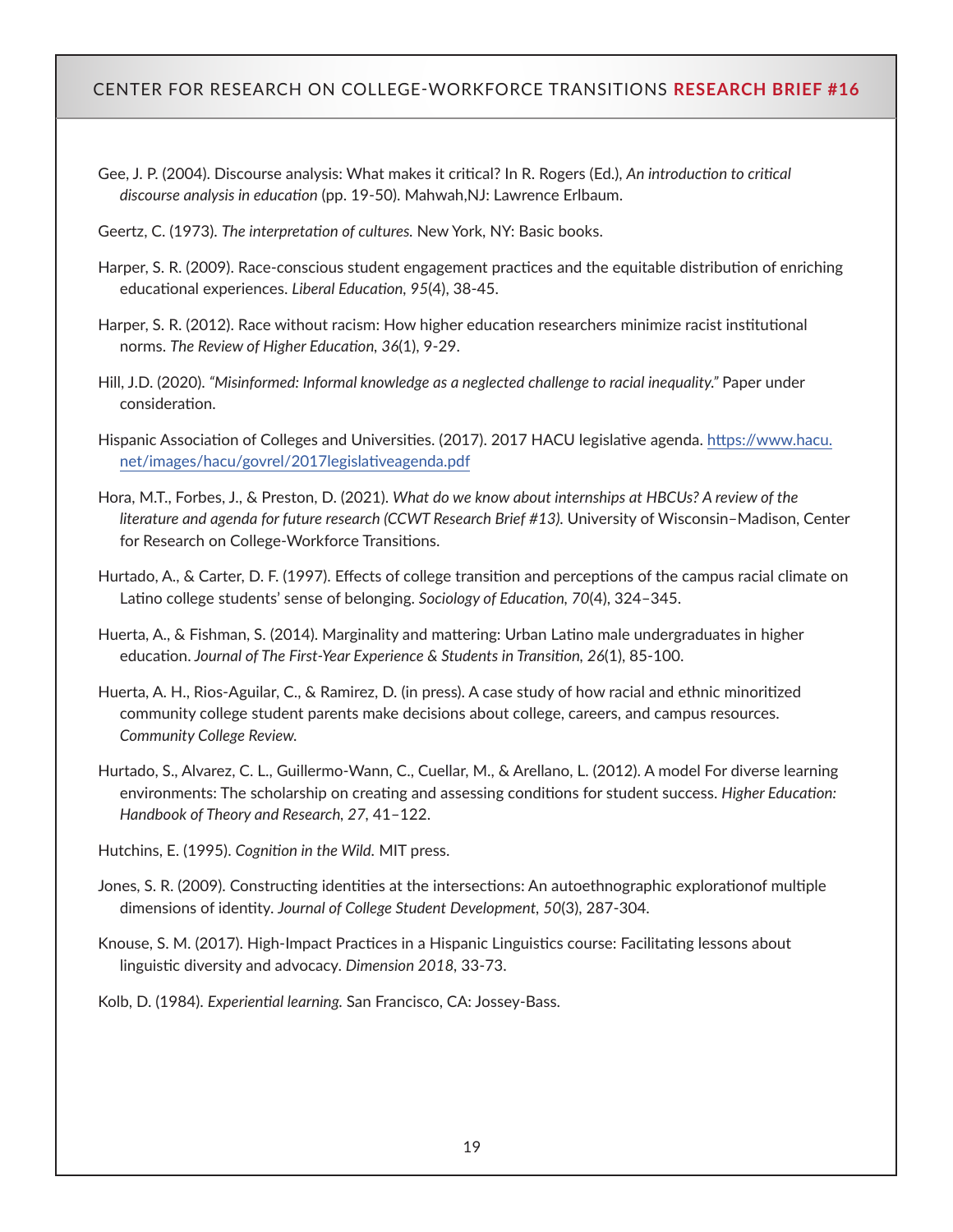Gee, J. P. (2004). Discourse analysis: What makes it critical? In R. Rogers (Ed.), *An introduction to critical discourse analysis in education* (pp. 19-50). Mahwah,NJ: Lawrence Erlbaum.

Geertz, C. (1973). *The interpretation of cultures.* New York, NY: Basic books.

Harper, S. R. (2009). Race-conscious student engagement practices and the equitable distribution of enriching educational experiences. *Liberal Education, 95*(4), 38-45.

Harper, S. R. (2012). Race without racism: How higher education researchers minimize racist institutional norms. *The Review of Higher Education, 36*(1), 9-29.

Hill, J.D. (2020). *"Misinformed: Informal knowledge as a neglected challenge to racial inequality."* Paper under consideration.

Hispanic Association of Colleges and Universities. (2017). 2017 HACU legislative agenda. https://www.hacu.net/images/hacu/govrel/2017legislativeagenda.pdf

Hora, M.T., Forbes, J., & Preston, D. (2021). *What do we know about internships at HBCUs? A review of the literature and agenda for future research (CCWT Research Brief #13).* University of Wisconsin–Madison, Center for Research on College-Workforce Transitions.

Hurtado, A., & Carter, D. F. (1997). Effects of college transition and perceptions of the campus racial climate on Latino college students' sense of belonging. *Sociology of Education, 70*(4), 324–345.

Huerta, A., & Fishman, S. (2014). Marginality and mattering: Urban Latino male undergraduates in higher education. *Journal of The First-Year Experience & Students in Transition, 26*(1), 85-100.

Huerta, A. H., Rios-Aguilar, C., & Ramirez, D. (in press). A case study of how racial and ethnic minoritized community college student parents make decisions about college, careers, and campus resources. *Community College Review.*

Hurtado, S., Alvarez, C. L., Guillermo-Wann, C., Cuellar, M., & Arellano, L. (2012). A model For diverse learning environments: The scholarship on creating and assessing conditions for student success. *Higher Education: Handbook of Theory and Research, 27*, 41–122.

Hutchins, E. (1995). *Cognition in the Wild.* MIT press.

Jones, S. R. (2009). Constructing identities at the intersections: An autoethnographic explorationof multiple dimensions of identity. *Journal of College Student Development, 50*(3), 287-304.

Knouse, S. M. (2017). High-Impact Practices in a Hispanic Linguistics course: Facilitating lessons about linguistic diversity and advocacy. *Dimension 2018*, 33-73.

Kolb, D. (1984). *Experiential learning.* San Francisco, CA: Jossey-Bass.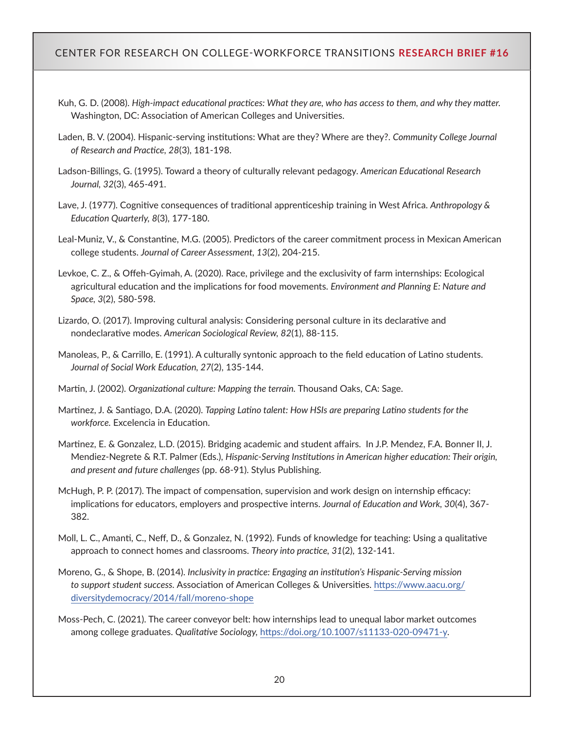Kuh, G. D. (2008). *High-impact educational practices: What they are, who has access to them, and why they matter.* Washington, DC: Association of American Colleges and Universities.

Laden, B. V. (2004). Hispanic-serving institutions: What are they? Where are they?. *Community College Journal of Research and Practice, 28*(3), 181-198.

Ladson-Billings, G. (1995). Toward a theory of culturally relevant pedagogy. *American Educational Research Journal, 32*(3), 465-491.

Lave, J. (1977). Cognitive consequences of traditional apprenticeship training in West Africa. *Anthropology & Education Quarterly, 8*(3), 177-180.

Leal-Muniz, V., & Constantine, M.G. (2005). Predictors of the career commitment process in Mexican American college students. *Journal of Career Assessment, 13*(2), 204-215.

Levkoe, C. Z., & Offeh-Gyimah, A. (2020). Race, privilege and the exclusivity of farm internships: Ecological agricultural education and the implications for food movements. *Environment and Planning E: Nature and Space, 3*(2), 580-598.

Lizardo, O. (2017). Improving cultural analysis: Considering personal culture in its declarative and nondeclarative modes. *American Sociological Review, 82*(1), 88-115.

Manoleas, P., & Carrillo, E. (1991). A culturally syntonic approach to the field education of Latino students. *Journal of Social Work Education, 27*(2), 135-144.

Martin, J. (2002). *Organizational culture: Mapping the terrain.* Thousand Oaks, CA: Sage.

Martinez, J. & Santiago, D.A. (2020). *Tapping Latino talent: How HSIs are preparing Latino students for the workforce.* Excelencia in Education.

Martinez, E. & Gonzalez, L.D. (2015). Bridging academic and student affairs. In J.P. Mendez, F.A. Bonner II, J. Mendiez-Negrete & R.T. Palmer (Eds.), *Hispanic-Serving Institutions in American higher education: Their origin, and present and future challenges* (pp. 68-91). Stylus Publishing.

McHugh, P. P. (2017). The impact of compensation, supervision and work design on internship efficacy: implications for educators, employers and prospective interns. *Journal of Education and Work, 30*(4), 367-382.

Moll, L. C., Amanti, C., Neff, D., & Gonzalez, N. (1992). Funds of knowledge for teaching: Using a qualitative approach to connect homes and classrooms. *Theory into practice, 31*(2), 132-141.

Moreno, G., & Shope, B. (2014). *Inclusivity in practice: Engaging an institution's Hispanic-Serving mission to support student success.* Association of American Colleges & Universities. https://www.aacu.org/diversitydemocracy/2014/fall/moreno-shope

Moss-Pech, C. (2021). The career conveyor belt: how internships lead to unequal labor market outcomes among college graduates. *Qualitative Sociology,* https://doi.org/10.1007/s11133-020-09471-y.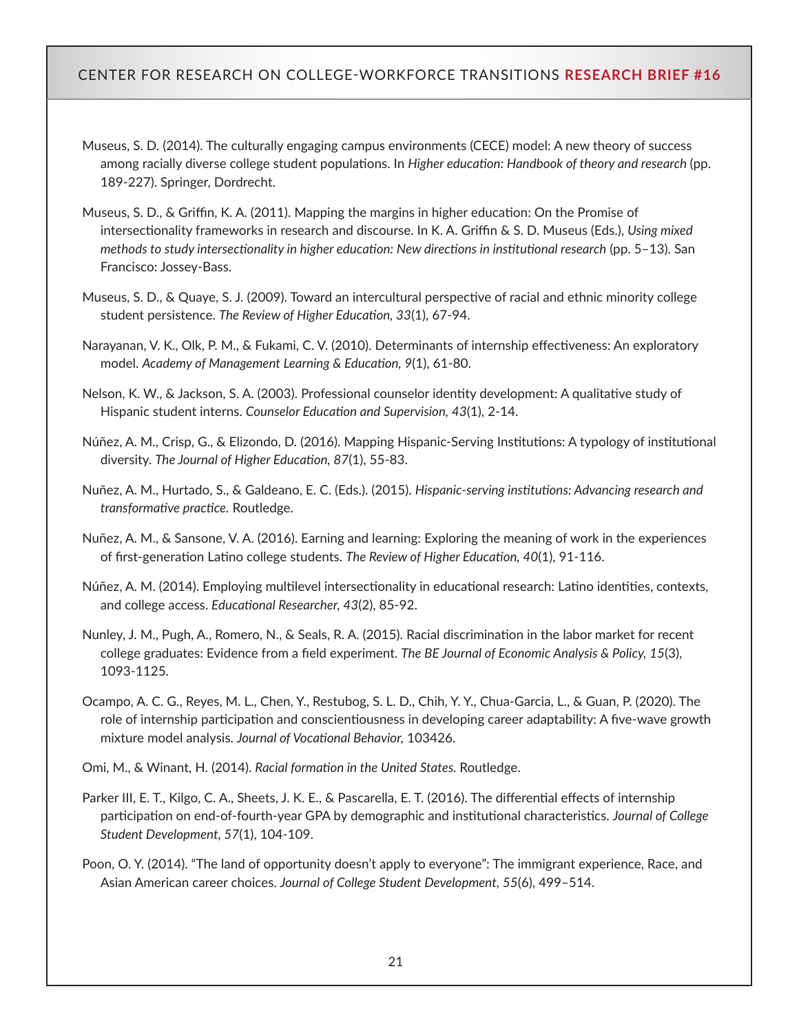Museus, S. D. (2014). The culturally engaging campus environments (CECE) model: A new theory of success among racially diverse college student populations. In *Higher education: Handbook of theory and research* (pp. 189-227). Springer, Dordrecht.

Museus, S. D., & Griffin, K. A. (2011). Mapping the margins in higher education: On the Promise of intersectionality frameworks in research and discourse. In K. A. Griffin & S. D. Museus (Eds.), *Using mixed methods to study intersectionality in higher education: New directions in institutional research* (pp. 5–13). San Francisco: Jossey-Bass.

Museus, S. D., & Quaye, S. J. (2009). Toward an intercultural perspective of racial and ethnic minority college student persistence. *The Review of Higher Education, 33*(1), 67-94.

Narayanan, V. K., Olk, P. M., & Fukami, C. V. (2010). Determinants of internship effectiveness: An exploratory model. *Academy of Management Learning & Education, 9*(1), 61-80.

Nelson, K. W., & Jackson, S. A. (2003). Professional counselor identity development: A qualitative study of Hispanic student interns. *Counselor Education and Supervision, 43*(1), 2-14.

Núñez, A. M., Crisp, G., & Elizondo, D. (2016). Mapping Hispanic-Serving Institutions: A typology of institutional diversity. *The Journal of Higher Education, 87*(1), 55-83.

Nuñez, A. M., Hurtado, S., & Galdeano, E. C. (Eds.). (2015). *Hispanic-serving institutions: Advancing research and transformative practice.* Routledge.

Nuñez, A. M., & Sansone, V. A. (2016). Earning and learning: Exploring the meaning of work in the experiences of first-generation Latino college students. *The Review of Higher Education, 40*(1), 91-116.

Núñez, A. M. (2014). Employing multilevel intersectionality in educational research: Latino identities, contexts, and college access. *Educational Researcher, 43*(2), 85-92.

Nunley, J. M., Pugh, A., Romero, N., & Seals, R. A. (2015). Racial discrimination in the labor market for recent college graduates: Evidence from a field experiment. *The BE Journal of Economic Analysis & Policy, 15*(3), 1093-1125.

Ocampo, A. C. G., Reyes, M. L., Chen, Y., Restubog, S. L. D., Chih, Y. Y., Chua-Garcia, L., & Guan, P. (2020). The role of internship participation and conscientiousness in developing career adaptability: A five-wave growth mixture model analysis. *Journal of Vocational Behavior,* 103426.

Omi, M., & Winant, H. (2014). *Racial formation in the United States.* Routledge.

Parker III, E. T., Kilgo, C. A., Sheets, J. K. E., & Pascarella, E. T. (2016). The differential effects of internship participation on end-of-fourth-year GPA by demographic and institutional characteristics. *Journal of College Student Development, 57*(1), 104-109.

Poon, O. Y. (2014). "The land of opportunity doesn't apply to everyone": The immigrant experience, Race, and Asian American career choices. *Journal of College Student Development, 55*(6), 499–514.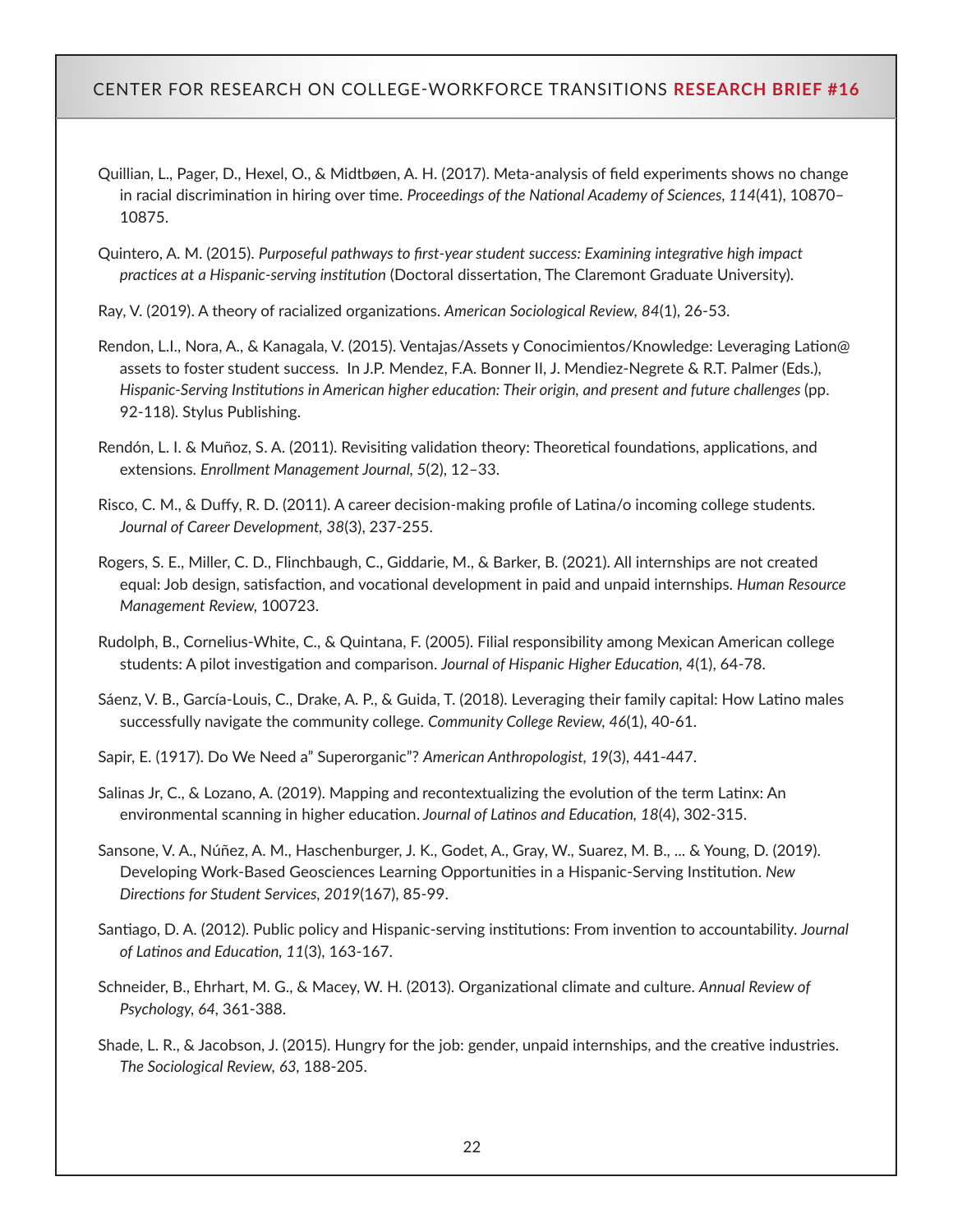Quillian, L., Pager, D., Hexel, O., & Midtbøen, A. H. (2017). Meta-analysis of field experiments shows no change in racial discrimination in hiring over time. *Proceedings of the National Academy of Sciences*, *114*(41), 10870–10875.

Quintero, A. M. (2015). *Purposeful pathways to first-year student success: Examining integrative high impact practices at a Hispanic-serving institution* (Doctoral dissertation, The Claremont Graduate University).

Ray, V. (2019). A theory of racialized organizations. *American Sociological Review, 84*(1), 26-53.

Rendon, L.I., Nora, A., & Kanagala, V. (2015). Ventajas/Assets y Conocimientos/Knowledge: Leveraging Lation@ assets to foster student success. In J.P. Mendez, F.A. Bonner II, J. Mendiez-Negrete & R.T. Palmer (Eds.), *Hispanic-Serving Institutions in American higher education: Their origin, and present and future challenges* (pp. 92-118). Stylus Publishing.

Rendón, L. I. & Muñoz, S. A. (2011). Revisiting validation theory: Theoretical foundations, applications, and extensions. *Enrollment Management Journal, 5*(2), 12–33.

Risco, C. M., & Duffy, R. D. (2011). A career decision-making profile of Latina/o incoming college students. *Journal of Career Development*, *38*(3), 237-255.

Rogers, S. E., Miller, C. D., Flinchbaugh, C., Giddarie, M., & Barker, B. (2021). All internships are not created equal: Job design, satisfaction, and vocational development in paid and unpaid internships. *Human Resource Management Review*, 100723.

Rudolph, B., Cornelius-White, C., & Quintana, F. (2005). Filial responsibility among Mexican American college students: A pilot investigation and comparison. *Journal of Hispanic Higher Education, 4*(1), 64-78.

Sáenz, V. B., García-Louis, C., Drake, A. P., & Guida, T. (2018). Leveraging their family capital: How Latino males successfully navigate the community college. *Community College Review*, *46*(1), 40-61.

Sapir, E. (1917). Do We Need a" Superorganic"? *American Anthropologist*, *19*(3), 441-447.

Salinas Jr, C., & Lozano, A. (2019). Mapping and recontextualizing the evolution of the term Latinx: An environmental scanning in higher education. *Journal of Latinos and Education, 18*(4), 302-315.

Sansone, V. A., Núñez, A. M., Haschenburger, J. K., Godet, A., Gray, W., Suarez, M. B., ... & Young, D. (2019). Developing Work-Based Geosciences Learning Opportunities in a Hispanic-Serving Institution. *New Directions for Student Services*, *2019*(167), 85-99.

Santiago, D. A. (2012). Public policy and Hispanic-serving institutions: From invention to accountability. *Journal of Latinos and Education, 11*(3), 163-167.

Schneider, B., Ehrhart, M. G., & Macey, W. H. (2013). Organizational climate and culture. *Annual Review of Psychology, 64*, 361-388.

Shade, L. R., & Jacobson, J. (2015). Hungry for the job: gender, unpaid internships, and the creative industries. *The Sociological Review, 63*, 188-205.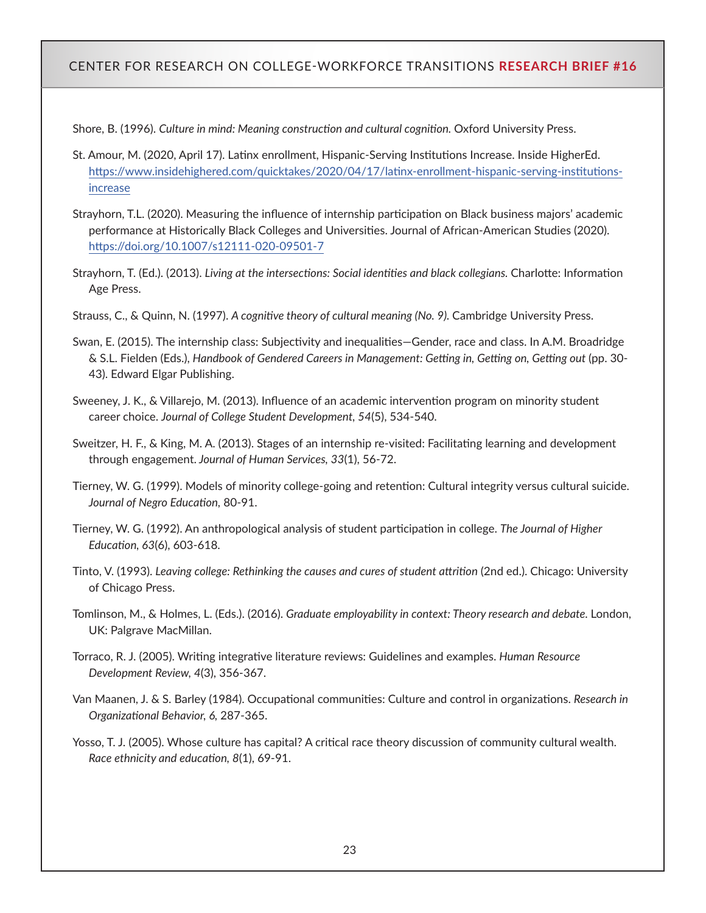Shore, B. (1996). *Culture in mind: Meaning construction and cultural cognition.* Oxford University Press.

St. Amour, M. (2020, April 17). Latinx enrollment, Hispanic-Serving Institutions Increase. Inside HigherEd. https://www.insidehighered.com/quicktakes/2020/04/17/latinx-enrollment-hispanic-serving-institutions-increase

Strayhorn, T.L. (2020). Measuring the influence of internship participation on Black business majors' academic performance at Historically Black Colleges and Universities. Journal of African-American Studies (2020). https://doi.org/10.1007/s12111-020-09501-7

Strayhorn, T. (Ed.). (2013). *Living at the intersections: Social identities and black collegians.* Charlotte: Information Age Press.

Strauss, C., & Quinn, N. (1997). *A cognitive theory of cultural meaning (No. 9).* Cambridge University Press.

Swan, E. (2015). The internship class: Subjectivity and inequalities—Gender, race and class. In A.M. Broadridge & S.L. Fielden (Eds.), *Handbook of Gendered Careers in Management: Getting in, Getting on, Getting out* (pp. 30-43). Edward Elgar Publishing.

Sweeney, J. K., & Villarejo, M. (2013). Influence of an academic intervention program on minority student career choice. *Journal of College Student Development*, *54*(5), 534-540.

Sweitzer, H. F., & King, M. A. (2013). Stages of an internship re-visited: Facilitating learning and development through engagement. *Journal of Human Services*, *33*(1), 56-72.

Tierney, W. G. (1999). Models of minority college-going and retention: Cultural integrity versus cultural suicide. *Journal of Negro Education*, 80-91.

Tierney, W. G. (1992). An anthropological analysis of student participation in college. *The Journal of Higher Education*, *63*(6), 603-618.

Tinto, V. (1993). *Leaving college: Rethinking the causes and cures of student attrition* (2nd ed.). Chicago: University of Chicago Press.

Tomlinson, M., & Holmes, L. (Eds.). (2016). *Graduate employability in context: Theory research and debate*. London, UK: Palgrave MacMillan.

Torraco, R. J. (2005). Writing integrative literature reviews: Guidelines and examples. *Human Resource Development Review*, *4*(3), 356-367.

Van Maanen, J. & S. Barley (1984). Occupational communities: Culture and control in organizations. *Research in Organizational Behavior*, *6*, 287-365.

Yosso, T. J. (2005). Whose culture has capital? A critical race theory discussion of community cultural wealth. *Race ethnicity and education*, *8*(1), 69-91.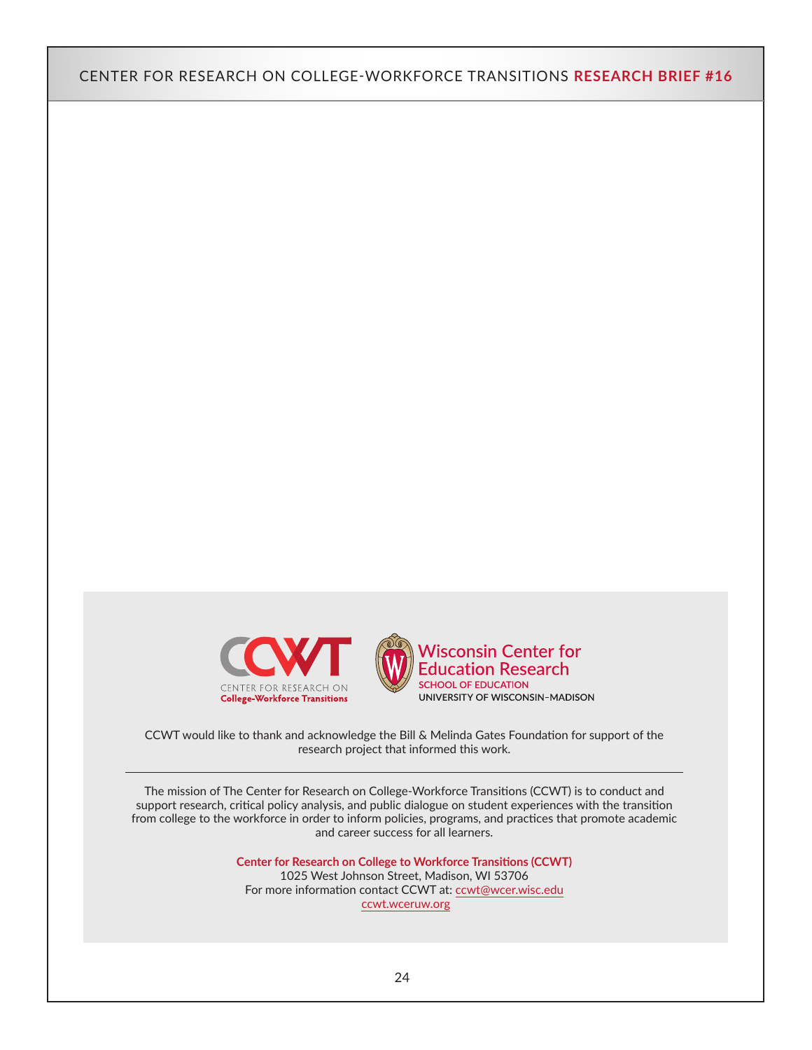CENTER FOR RESEARCH ON College-Workforce Transitions

Wisconsin Center for Education Research
SCHOOL OF EDUCATION
UNIVERSITY OF WISCONSIN–MADISON

CCWT would like to thank and acknowledge the Bill & Melinda Gates Foundation for support of the research project that informed this work.

---

The mission of The Center for Research on College-Workforce Transitions (CCWT) is to conduct and support research, critical policy analysis, and public dialogue on student experiences with the transition from college to the workforce in order to inform policies, programs, and practices that promote academic and career success for all learners.

**Center for Research on College to Workforce Transitions (CCWT)**
1025 West Johnson Street, Madison, WI 53706
For more information contact CCWT at: ccwt@wcer.wisc.edu
ccwt.wceruw.org